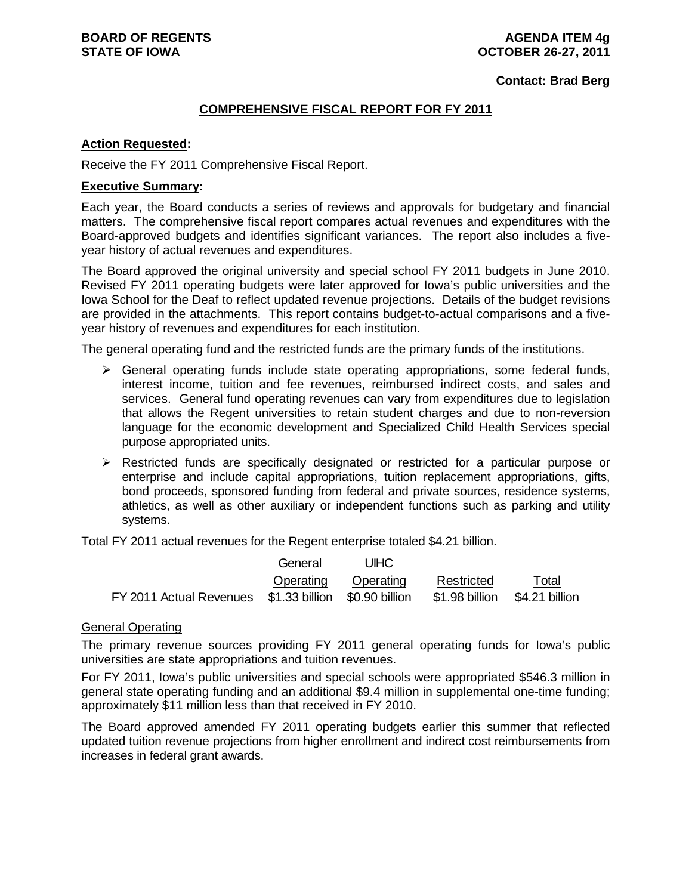**BOARD OF REGENTS**
**STATE OF IOWA**

**AGENDA ITEM 4g**
**OCTOBER 26-27, 2011**

**Contact: Brad Berg**

# COMPREHENSIVE FISCAL REPORT FOR FY 2011

**Action Requested:**

Receive the FY 2011 Comprehensive Fiscal Report.

**Executive Summary:**

Each year, the Board conducts a series of reviews and approvals for budgetary and financial matters. The comprehensive fiscal report compares actual revenues and expenditures with the Board-approved budgets and identifies significant variances. The report also includes a five-year history of actual revenues and expenditures.

The Board approved the original university and special school FY 2011 budgets in June 2010. Revised FY 2011 operating budgets were later approved for Iowa's public universities and the Iowa School for the Deaf to reflect updated revenue projections. Details of the budget revisions are provided in the attachments. This report contains budget-to-actual comparisons and a five-year history of revenues and expenditures for each institution.

The general operating fund and the restricted funds are the primary funds of the institutions.

- General operating funds include state operating appropriations, some federal funds, interest income, tuition and fee revenues, reimbursed indirect costs, and sales and services. General fund operating revenues can vary from expenditures due to legislation that allows the Regent universities to retain student charges and due to non-reversion language for the economic development and Specialized Child Health Services special purpose appropriated units.
- Restricted funds are specifically designated or restricted for a particular purpose or enterprise and include capital appropriations, tuition replacement appropriations, gifts, bond proceeds, sponsored funding from federal and private sources, residence systems, athletics, as well as other auxiliary or independent functions such as parking and utility systems.

Total FY 2011 actual revenues for the Regent enterprise totaled $4.21 billion.

| | General Operating | UIHC Operating | Restricted | Total |
|---|---|---|---|---|
| FY 2011 Actual Revenues | $1.33 billion | $0.90 billion | $1.98 billion | $4.21 billion |

General Operating

The primary revenue sources providing FY 2011 general operating funds for Iowa's public universities are state appropriations and tuition revenues.

For FY 2011, Iowa's public universities and special schools were appropriated $546.3 million in general state operating funding and an additional $9.4 million in supplemental one-time funding; approximately $11 million less than that received in FY 2010.

The Board approved amended FY 2011 operating budgets earlier this summer that reflected updated tuition revenue projections from higher enrollment and indirect cost reimbursements from increases in federal grant awards.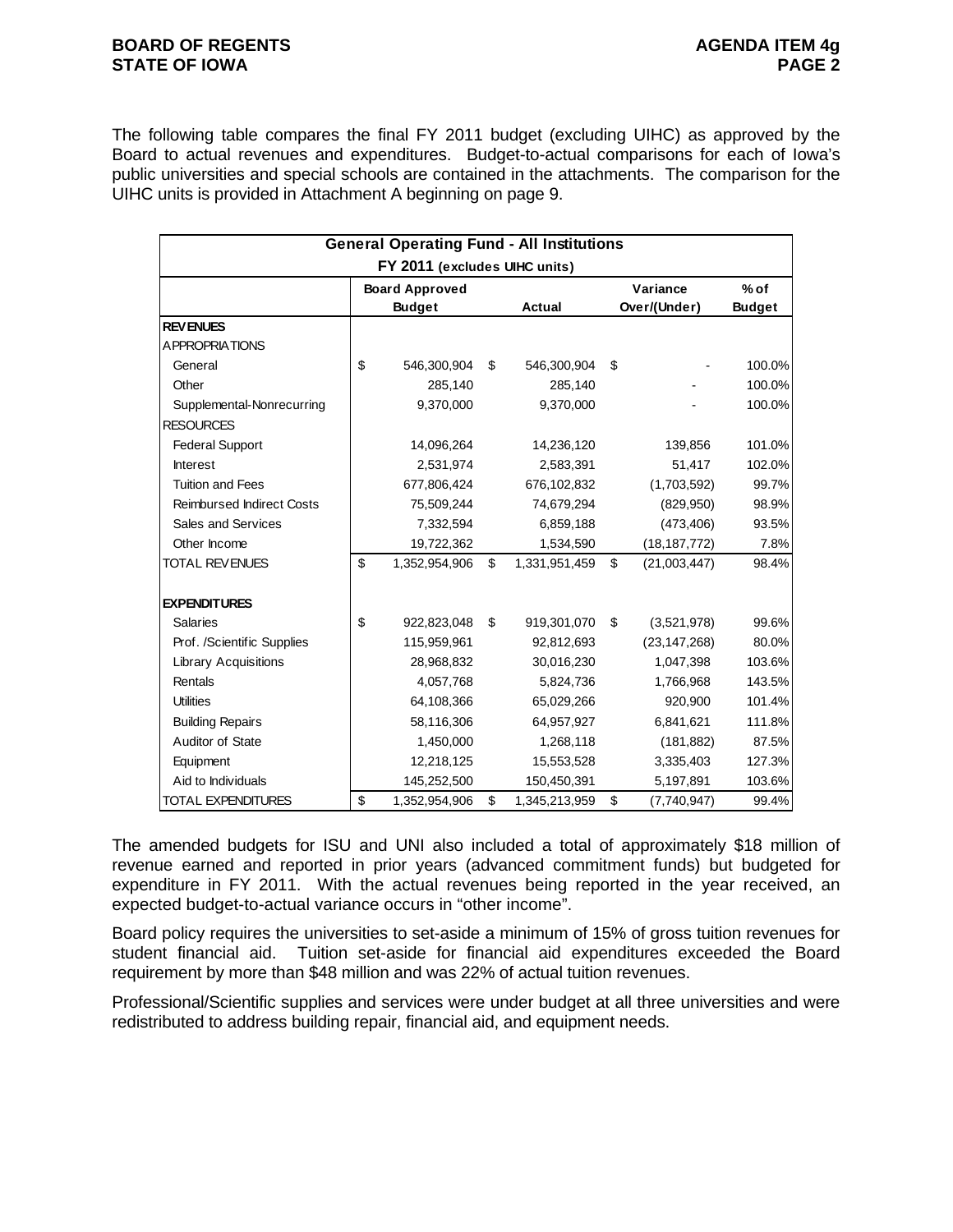The following table compares the final FY 2011 budget (excluding UIHC) as approved by the Board to actual revenues and expenditures. Budget-to-actual comparisons for each of Iowa's public universities and special schools are contained in the attachments. The comparison for the UIHC units is provided in Attachment A beginning on page 9.

| General Operating Fund - All Institutions FY 2011 (excludes UIHC units) | | | | |
|---|---|---|---|---|
| | Board Approved Budget | Actual | Variance Over/(Under) | % of Budget |
| **REVENUES** | | | | |
| APPROPRIATIONS | | | | |
| General | $ 546,300,904 | $ 546,300,904 | $ - | 100.0% |
| Other | 285,140 | 285,140 | - | 100.0% |
| Supplemental-Nonrecurring | 9,370,000 | 9,370,000 | - | 100.0% |
| RESOURCES | | | | |
| Federal Support | 14,096,264 | 14,236,120 | 139,856 | 101.0% |
| Interest | 2,531,974 | 2,583,391 | 51,417 | 102.0% |
| Tuition and Fees | 677,806,424 | 676,102,832 | (1,703,592) | 99.7% |
| Reimbursed Indirect Costs | 75,509,244 | 74,679,294 | (829,950) | 98.9% |
| Sales and Services | 7,332,594 | 6,859,188 | (473,406) | 93.5% |
| Other Income | 19,722,362 | 1,534,590 | (18,187,772) | 7.8% |
| TOTAL REVENUES | $ 1,352,954,906 | $ 1,331,951,459 | $ (21,003,447) | 98.4% |
| **EXPENDITURES** | | | | |
| Salaries | $ 922,823,048 | $ 919,301,070 | $ (3,521,978) | 99.6% |
| Prof. /Scientific Supplies | 115,959,961 | 92,812,693 | (23,147,268) | 80.0% |
| Library Acquisitions | 28,968,832 | 30,016,230 | 1,047,398 | 103.6% |
| Rentals | 4,057,768 | 5,824,736 | 1,766,968 | 143.5% |
| Utilities | 64,108,366 | 65,029,266 | 920,900 | 101.4% |
| Building Repairs | 58,116,306 | 64,957,927 | 6,841,621 | 111.8% |
| Auditor of State | 1,450,000 | 1,268,118 | (181,882) | 87.5% |
| Equipment | 12,218,125 | 15,553,528 | 3,335,403 | 127.3% |
| Aid to Individuals | 145,252,500 | 150,450,391 | 5,197,891 | 103.6% |
| TOTAL EXPENDITURES | $ 1,352,954,906 | $ 1,345,213,959 | $ (7,740,947) | 99.4% |

The amended budgets for ISU and UNI also included a total of approximately $18 million of revenue earned and reported in prior years (advanced commitment funds) but budgeted for expenditure in FY 2011. With the actual revenues being reported in the year received, an expected budget-to-actual variance occurs in "other income".

Board policy requires the universities to set-aside a minimum of 15% of gross tuition revenues for student financial aid. Tuition set-aside for financial aid expenditures exceeded the Board requirement by more than $48 million and was 22% of actual tuition revenues.

Professional/Scientific supplies and services were under budget at all three universities and were redistributed to address building repair, financial aid, and equipment needs.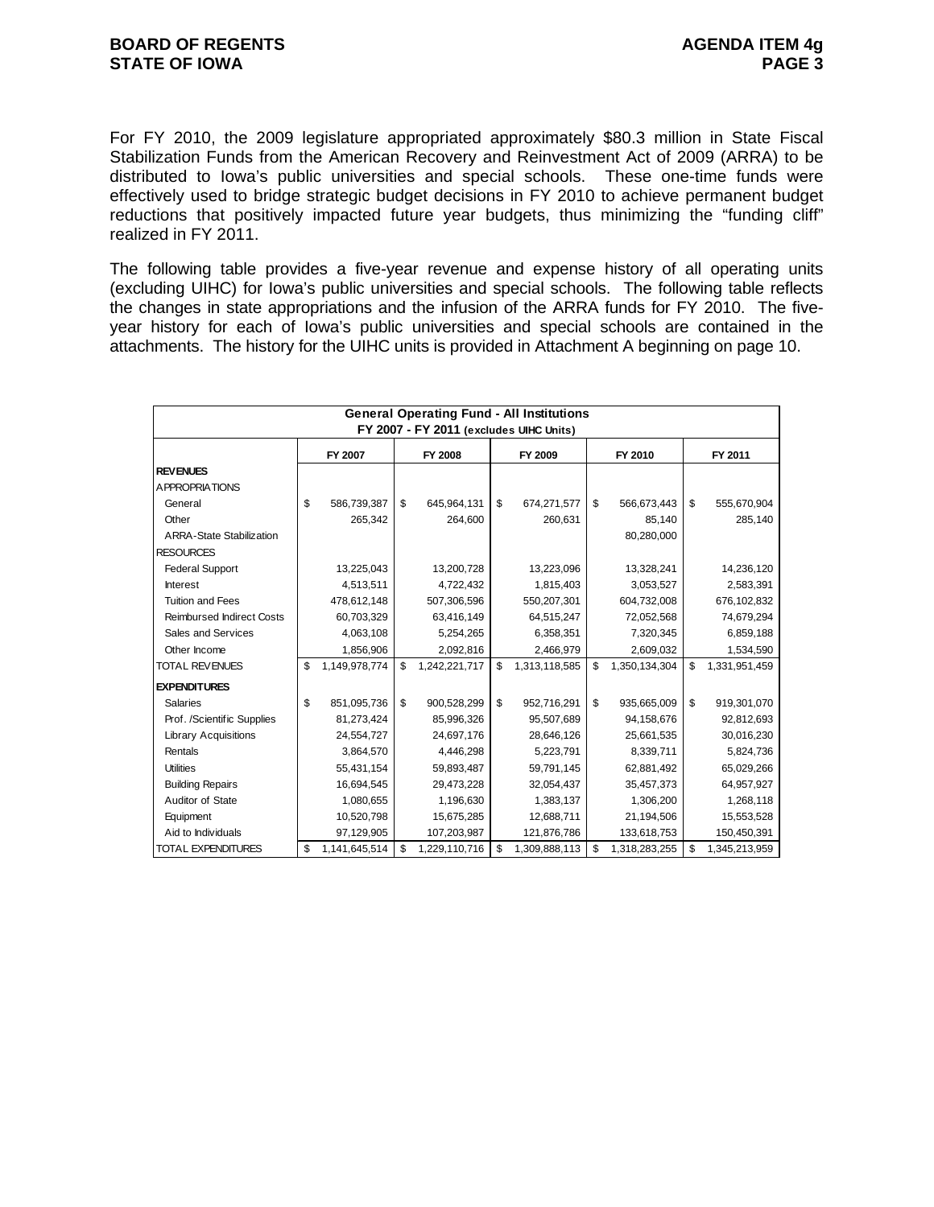For FY 2010, the 2009 legislature appropriated approximately $80.3 million in State Fiscal Stabilization Funds from the American Recovery and Reinvestment Act of 2009 (ARRA) to be distributed to Iowa's public universities and special schools. These one-time funds were effectively used to bridge strategic budget decisions in FY 2010 to achieve permanent budget reductions that positively impacted future year budgets, thus minimizing the "funding cliff" realized in FY 2011.

The following table provides a five-year revenue and expense history of all operating units (excluding UIHC) for Iowa's public universities and special schools. The following table reflects the changes in state appropriations and the infusion of the ARRA funds for FY 2010. The five-year history for each of Iowa's public universities and special schools are contained in the attachments. The history for the UIHC units is provided in Attachment A beginning on page 10.

| General Operating Fund - All Institutions FY 2007 - FY 2011 (excludes UIHC Units) | | | | | |
|---|---|---|---|---|---|
| | FY 2007 | FY 2008 | FY 2009 | FY 2010 | FY 2011 |
| **REVENUES** | | | | | |
| APPROPRIATIONS | | | | | |
| General | $ 586,739,387 | $ 645,964,131 | $ 674,271,577 | $ 566,673,443 | $ 555,670,904 |
| Other | 265,342 | 264,600 | 260,631 | 85,140 | 285,140 |
| ARRA-State Stabilization | | | | 80,280,000 | |
| RESOURCES | | | | | |
| Federal Support | 13,225,043 | 13,200,728 | 13,223,096 | 13,328,241 | 14,236,120 |
| Interest | 4,513,511 | 4,722,432 | 1,815,403 | 3,053,527 | 2,583,391 |
| Tuition and Fees | 478,612,148 | 507,306,596 | 550,207,301 | 604,732,008 | 676,102,832 |
| Reimbursed Indirect Costs | 60,703,329 | 63,416,149 | 64,515,247 | 72,052,568 | 74,679,294 |
| Sales and Services | 4,063,108 | 5,254,265 | 6,358,351 | 7,320,345 | 6,859,188 |
| Other Income | 1,856,906 | 2,092,816 | 2,466,979 | 2,609,032 | 1,534,590 |
| TOTAL REVENUES | $ 1,149,978,774 | $ 1,242,221,717 | $ 1,313,118,585 | $ 1,350,134,304 | $ 1,331,951,459 |
| **EXPENDITURES** | | | | | |
| Salaries | $ 851,095,736 | $ 900,528,299 | $ 952,716,291 | $ 935,665,009 | $ 919,301,070 |
| Prof. /Scientific Supplies | 81,273,424 | 85,996,326 | 95,507,689 | 94,158,676 | 92,812,693 |
| Library Acquisitions | 24,554,727 | 24,697,176 | 28,646,126 | 25,661,535 | 30,016,230 |
| Rentals | 3,864,570 | 4,446,298 | 5,223,791 | 8,339,711 | 5,824,736 |
| Utilities | 55,431,154 | 59,893,487 | 59,791,145 | 62,881,492 | 65,029,266 |
| Building Repairs | 16,694,545 | 29,473,228 | 32,054,437 | 35,457,373 | 64,957,927 |
| Auditor of State | 1,080,655 | 1,196,630 | 1,383,137 | 1,306,200 | 1,268,118 |
| Equipment | 10,520,798 | 15,675,285 | 12,688,711 | 21,194,506 | 15,553,528 |
| Aid to Individuals | 97,129,905 | 107,203,987 | 121,876,786 | 133,618,753 | 150,450,391 |
| TOTAL EXPENDITURES | $ 1,141,645,514 | $ 1,229,110,716 | $ 1,309,888,113 | $ 1,318,283,255 | $ 1,345,213,959 |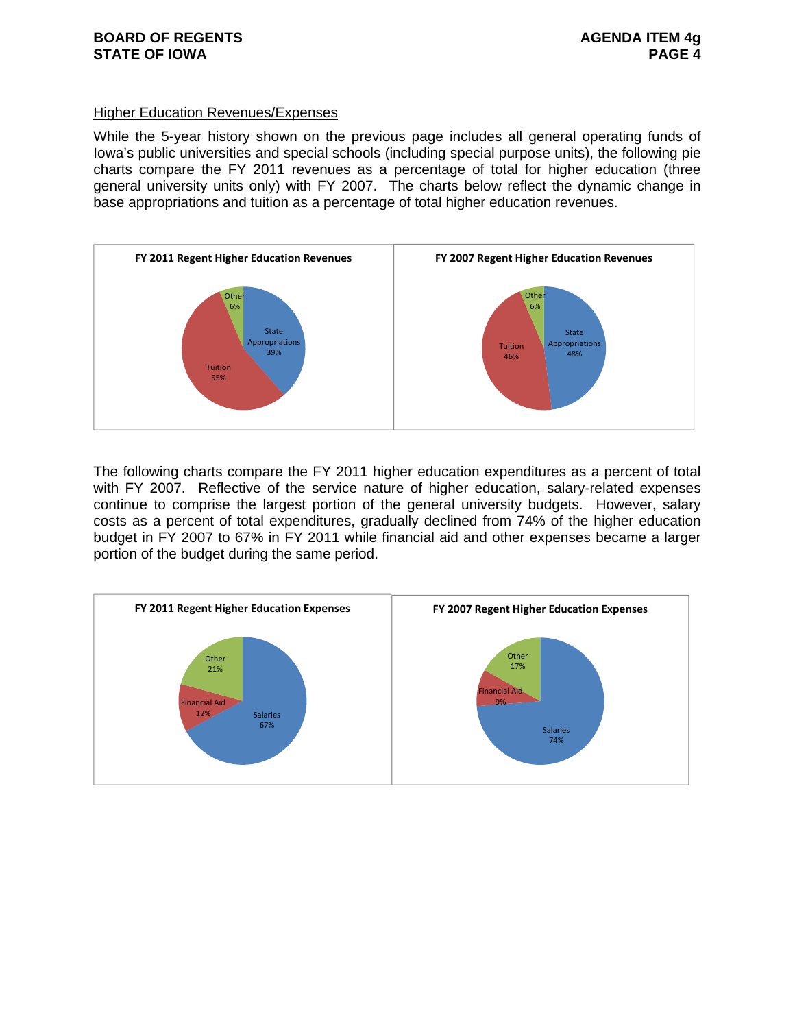## Higher Education Revenues/Expenses

While the 5-year history shown on the previous page includes all general operating funds of Iowa's public universities and special schools (including special purpose units), the following pie charts compare the FY 2011 revenues as a percentage of total for higher education (three general university units only) with FY 2007. The charts below reflect the dynamic change in base appropriations and tuition as a percentage of total higher education revenues.

**FY 2011 Regent Higher Education Revenues**

| Category | Percent |
|---|---|
| State Appropriations | 39% |
| Tuition | 55% |
| Other | 6% |

**FY 2007 Regent Higher Education Revenues**

| Category | Percent |
|---|---|
| State Appropriations | 48% |
| Tuition | 46% |
| Other | 6% |

The following charts compare the FY 2011 higher education expenditures as a percent of total with FY 2007. Reflective of the service nature of higher education, salary-related expenses continue to comprise the largest portion of the general university budgets. However, salary costs as a percent of total expenditures, gradually declined from 74% of the higher education budget in FY 2007 to 67% in FY 2011 while financial aid and other expenses became a larger portion of the budget during the same period.

**FY 2011 Regent Higher Education Expenses**

| Category | Percent |
|---|---|
| Salaries | 67% |
| Financial Aid | 12% |
| Other | 21% |

**FY 2007 Regent Higher Education Expenses**

| Category | Percent |
|---|---|
| Salaries | 74% |
| Financial Aid | 9% |
| Other | 17% |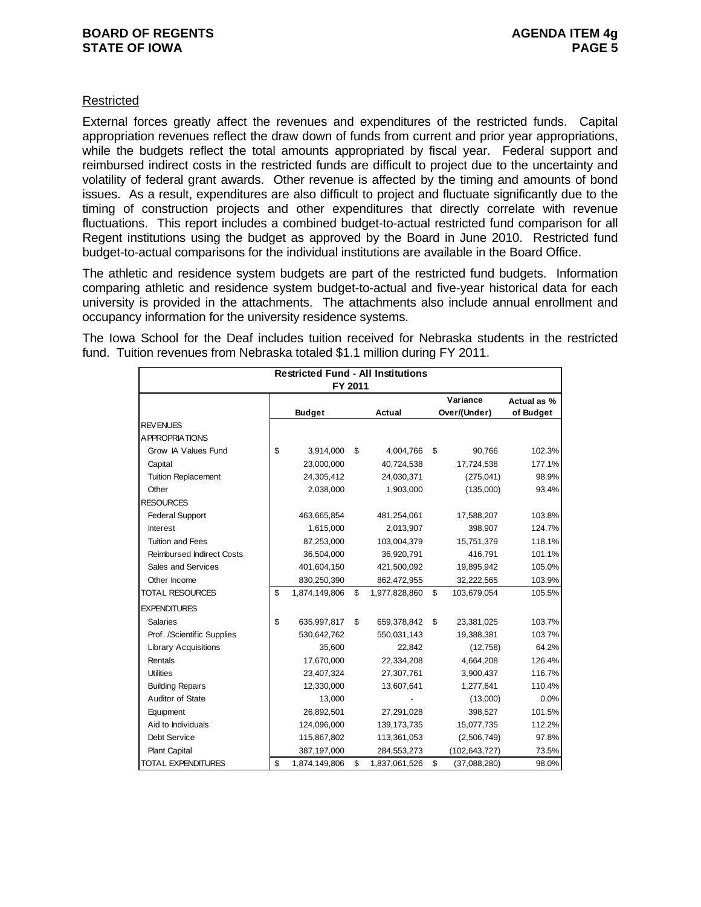Restricted

External forces greatly affect the revenues and expenditures of the restricted funds. Capital appropriation revenues reflect the draw down of funds from current and prior year appropriations, while the budgets reflect the total amounts appropriated by fiscal year. Federal support and reimbursed indirect costs in the restricted funds are difficult to project due to the uncertainty and volatility of federal grant awards. Other revenue is affected by the timing and amounts of bond issues. As a result, expenditures are also difficult to project and fluctuate significantly due to the timing of construction projects and other expenditures that directly correlate with revenue fluctuations. This report includes a combined budget-to-actual restricted fund comparison for all Regent institutions using the budget as approved by the Board in June 2010. Restricted fund budget-to-actual comparisons for the individual institutions are available in the Board Office.

The athletic and residence system budgets are part of the restricted fund budgets. Information comparing athletic and residence system budget-to-actual and five-year historical data for each university is provided in the attachments. The attachments also include annual enrollment and occupancy information for the university residence systems.

The Iowa School for the Deaf includes tuition received for Nebraska students in the restricted fund. Tuition revenues from Nebraska totaled $1.1 million during FY 2011.

**Restricted Fund - All Institutions**
**FY 2011**

| | Budget | Actual | Variance Over/(Under) | Actual as % of Budget |
|---|---|---|---|---|
| REVENUES | | | | |
| APPROPRIATIONS | | | | |
| Grow IA Values Fund | $ 3,914,000 | $ 4,004,766 | $ 90,766 | 102.3% |
| Capital | 23,000,000 | 40,724,538 | 17,724,538 | 177.1% |
| Tuition Replacement | 24,305,412 | 24,030,371 | (275,041) | 98.9% |
| Other | 2,038,000 | 1,903,000 | (135,000) | 93.4% |
| RESOURCES | | | | |
| Federal Support | 463,665,854 | 481,254,061 | 17,588,207 | 103.8% |
| Interest | 1,615,000 | 2,013,907 | 398,907 | 124.7% |
| Tuition and Fees | 87,253,000 | 103,004,379 | 15,751,379 | 118.1% |
| Reimbursed Indirect Costs | 36,504,000 | 36,920,791 | 416,791 | 101.1% |
| Sales and Services | 401,604,150 | 421,500,092 | 19,895,942 | 105.0% |
| Other Income | 830,250,390 | 862,472,955 | 32,222,565 | 103.9% |
| TOTAL RESOURCES | $ 1,874,149,806 | $ 1,977,828,860 | $ 103,679,054 | 105.5% |
| EXPENDITURES | | | | |
| Salaries | $ 635,997,817 | $ 659,378,842 | $ 23,381,025 | 103.7% |
| Prof. /Scientific Supplies | 530,642,762 | 550,031,143 | 19,388,381 | 103.7% |
| Library Acquisitions | 35,600 | 22,842 | (12,758) | 64.2% |
| Rentals | 17,670,000 | 22,334,208 | 4,664,208 | 126.4% |
| Utilities | 23,407,324 | 27,307,761 | 3,900,437 | 116.7% |
| Building Repairs | 12,330,000 | 13,607,641 | 1,277,641 | 110.4% |
| Auditor of State | 13,000 | - | (13,000) | 0.0% |
| Equipment | 26,892,501 | 27,291,028 | 398,527 | 101.5% |
| Aid to Individuals | 124,096,000 | 139,173,735 | 15,077,735 | 112.2% |
| Debt Service | 115,867,802 | 113,361,053 | (2,506,749) | 97.8% |
| Plant Capital | 387,197,000 | 284,553,273 | (102,643,727) | 73.5% |
| TOTAL EXPENDITURES | $ 1,874,149,806 | $ 1,837,061,526 | $ (37,088,280) | 98.0% |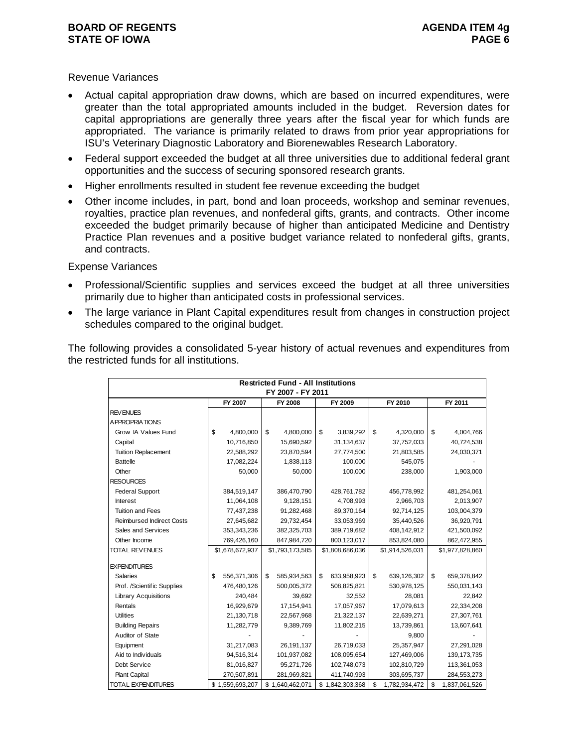Revenue Variances

- Actual capital appropriation draw downs, which are based on incurred expenditures, were greater than the total appropriated amounts included in the budget. Reversion dates for capital appropriations are generally three years after the fiscal year for which funds are appropriated. The variance is primarily related to draws from prior year appropriations for ISU's Veterinary Diagnostic Laboratory and Biorenewables Research Laboratory.
- Federal support exceeded the budget at all three universities due to additional federal grant opportunities and the success of securing sponsored research grants.
- Higher enrollments resulted in student fee revenue exceeding the budget
- Other income includes, in part, bond and loan proceeds, workshop and seminar revenues, royalties, practice plan revenues, and nonfederal gifts, grants, and contracts. Other income exceeded the budget primarily because of higher than anticipated Medicine and Dentistry Practice Plan revenues and a positive budget variance related to nonfederal gifts, grants, and contracts.

Expense Variances

- Professional/Scientific supplies and services exceed the budget at all three universities primarily due to higher than anticipated costs in professional services.
- The large variance in Plant Capital expenditures result from changes in construction project schedules compared to the original budget.

The following provides a consolidated 5-year history of actual revenues and expenditures from the restricted funds for all institutions.

**Restricted Fund - All Institutions**
**FY 2007 - FY 2011**

| | FY 2007 | FY 2008 | FY 2009 | FY 2010 | FY 2011 |
|---|---|---|---|---|---|
| REVENUES | | | | | |
| APPROPRIATIONS | | | | | |
| Grow IA Values Fund | $ 4,800,000 | $ 4,800,000 | $ 3,839,292 | $ 4,320,000 | $ 4,004,766 |
| Capital | 10,716,850 | 15,690,592 | 31,134,637 | 37,752,033 | 40,724,538 |
| Tuition Replacement | 22,588,292 | 23,870,594 | 27,774,500 | 21,803,585 | 24,030,371 |
| Battelle | 17,082,224 | 1,838,113 | 100,000 | 545,075 | - |
| Other | 50,000 | 50,000 | 100,000 | 238,000 | 1,903,000 |
| RESOURCES | | | | | |
| Federal Support | 384,519,147 | 386,470,790 | 428,761,782 | 456,778,992 | 481,254,061 |
| Interest | 11,064,108 | 9,128,151 | 4,708,993 | 2,966,703 | 2,013,907 |
| Tuition and Fees | 77,437,238 | 91,282,468 | 89,370,164 | 92,714,125 | 103,004,379 |
| Reimbursed Indirect Costs | 27,645,682 | 29,732,454 | 33,053,969 | 35,440,526 | 36,920,791 |
| Sales and Services | 353,343,236 | 382,325,703 | 389,719,682 | 408,142,912 | 421,500,092 |
| Other Income | 769,426,160 | 847,984,720 | 800,123,017 | 853,824,080 | 862,472,955 |
| TOTAL REVENUES | $1,678,672,937 | $1,793,173,585 | $1,808,686,036 | $1,914,526,031 | $1,977,828,860 |
| | | | | | |
| EXPENDITURES | | | | | |
| Salaries | $ 556,371,306 | $ 585,934,563 | $ 633,958,923 | $ 639,126,302 | $ 659,378,842 |
| Prof. /Scientific Supplies | 476,480,126 | 500,005,372 | 508,825,821 | 530,978,125 | 550,031,143 |
| Library Acquisitions | 240,484 | 39,692 | 32,552 | 28,081 | 22,842 |
| Rentals | 16,929,679 | 17,154,941 | 17,057,967 | 17,079,613 | 22,334,208 |
| Utilities | 21,130,718 | 22,567,968 | 21,322,137 | 22,639,271 | 27,307,761 |
| Building Repairs | 11,282,779 | 9,389,769 | 11,802,215 | 13,739,861 | 13,607,641 |
| Auditor of State | - | - | - | 9,800 | - |
| Equipment | 31,217,083 | 26,191,137 | 26,719,033 | 25,357,947 | 27,291,028 |
| Aid to Individuals | 94,516,314 | 101,937,082 | 108,095,654 | 127,469,006 | 139,173,735 |
| Debt Service | 81,016,827 | 95,271,726 | 102,748,073 | 102,810,729 | 113,361,053 |
| Plant Capital | 270,507,891 | 281,969,821 | 411,740,993 | 303,695,737 | 284,553,273 |
| TOTAL EXPENDITURES | $ 1,559,693,207 | $ 1,640,462,071 | $ 1,842,303,368 | $ 1,782,934,472 | $ 1,837,061,526 |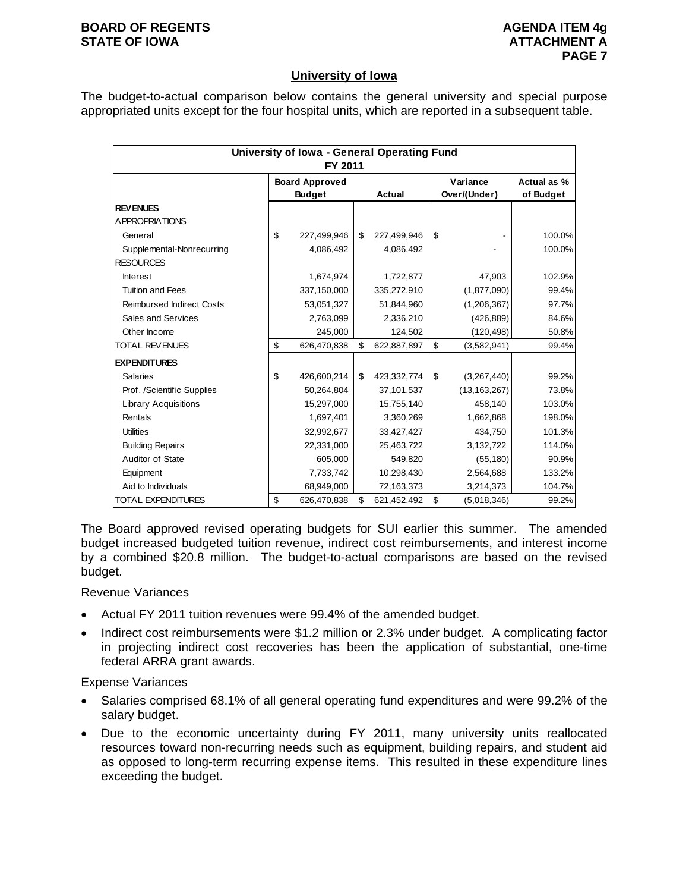## University of Iowa

The budget-to-actual comparison below contains the general university and special purpose appropriated units except for the four hospital units, which are reported in a subsequent table.

| University of Iowa - General Operating Fund FY 2011 | | | | |
|---|---|---|---|---|
| | Board Approved Budget | Actual | Variance Over/(Under) | Actual as % of Budget |
| **REVENUES** | | | | |
| APPROPRIATIONS | | | | |
| General | $ 227,499,946 | $ 227,499,946 | $ - | 100.0% |
| Supplemental-Nonrecurring | 4,086,492 | 4,086,492 | - | 100.0% |
| RESOURCES | | | | |
| Interest | 1,674,974 | 1,722,877 | 47,903 | 102.9% |
| Tuition and Fees | 337,150,000 | 335,272,910 | (1,877,090) | 99.4% |
| Reimbursed Indirect Costs | 53,051,327 | 51,844,960 | (1,206,367) | 97.7% |
| Sales and Services | 2,763,099 | 2,336,210 | (426,889) | 84.6% |
| Other Income | 245,000 | 124,502 | (120,498) | 50.8% |
| TOTAL REVENUES | $ 626,470,838 | $ 622,887,897 | $ (3,582,941) | 99.4% |
| **EXPENDITURES** | | | | |
| Salaries | $ 426,600,214 | $ 423,332,774 | $ (3,267,440) | 99.2% |
| Prof. /Scientific Supplies | 50,264,804 | 37,101,537 | (13,163,267) | 73.8% |
| Library Acquisitions | 15,297,000 | 15,755,140 | 458,140 | 103.0% |
| Rentals | 1,697,401 | 3,360,269 | 1,662,868 | 198.0% |
| Utilities | 32,992,677 | 33,427,427 | 434,750 | 101.3% |
| Building Repairs | 22,331,000 | 25,463,722 | 3,132,722 | 114.0% |
| Auditor of State | 605,000 | 549,820 | (55,180) | 90.9% |
| Equipment | 7,733,742 | 10,298,430 | 2,564,688 | 133.2% |
| Aid to Individuals | 68,949,000 | 72,163,373 | 3,214,373 | 104.7% |
| TOTAL EXPENDITURES | $ 626,470,838 | $ 621,452,492 | $ (5,018,346) | 99.2% |

The Board approved revised operating budgets for SUI earlier this summer. The amended budget increased budgeted tuition revenue, indirect cost reimbursements, and interest income by a combined $20.8 million. The budget-to-actual comparisons are based on the revised budget.

Revenue Variances

- Actual FY 2011 tuition revenues were 99.4% of the amended budget.
- Indirect cost reimbursements were $1.2 million or 2.3% under budget. A complicating factor in projecting indirect cost recoveries has been the application of substantial, one-time federal ARRA grant awards.

Expense Variances

- Salaries comprised 68.1% of all general operating fund expenditures and were 99.2% of the salary budget.
- Due to the economic uncertainty during FY 2011, many university units reallocated resources toward non-recurring needs such as equipment, building repairs, and student aid as opposed to long-term recurring expense items. This resulted in these expenditure lines exceeding the budget.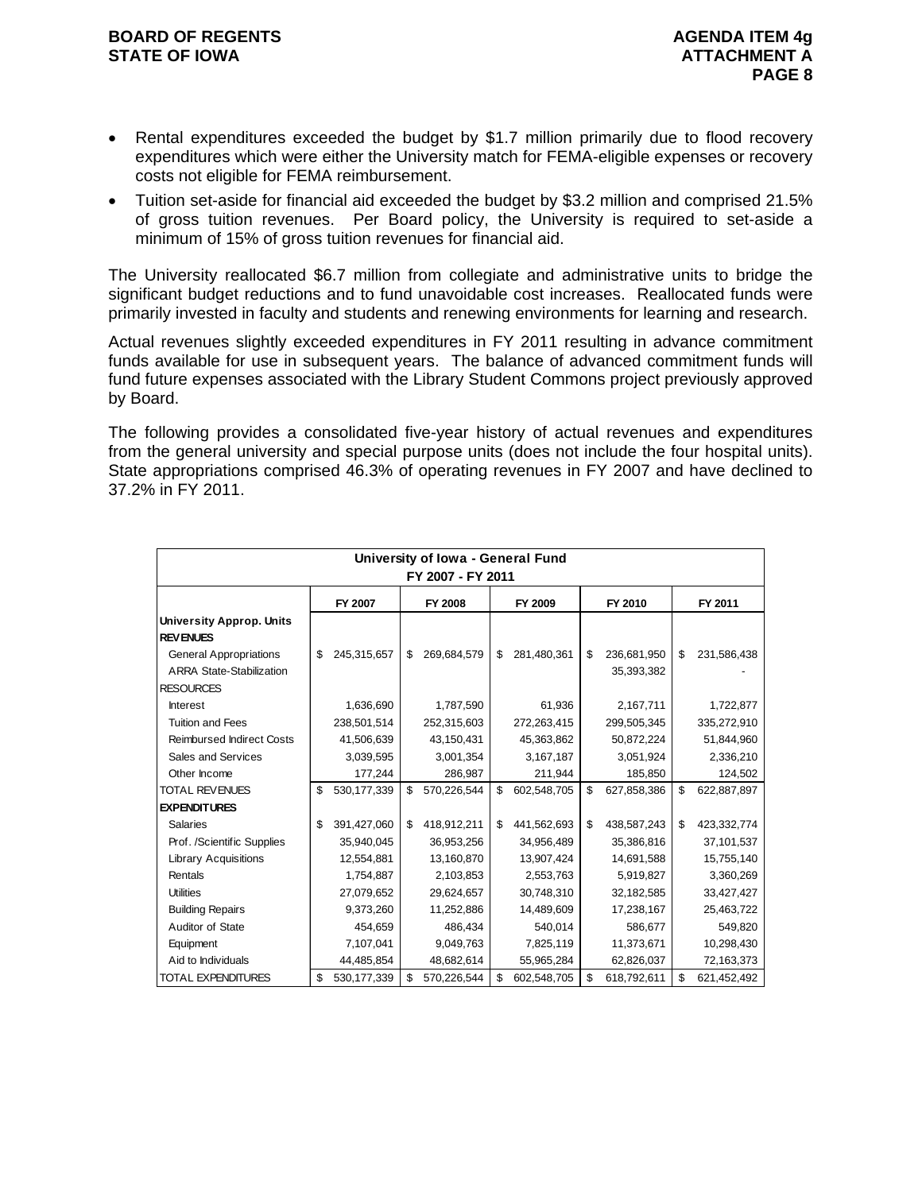- Rental expenditures exceeded the budget by $1.7 million primarily due to flood recovery expenditures which were either the University match for FEMA-eligible expenses or recovery costs not eligible for FEMA reimbursement.
- Tuition set-aside for financial aid exceeded the budget by $3.2 million and comprised 21.5% of gross tuition revenues. Per Board policy, the University is required to set-aside a minimum of 15% of gross tuition revenues for financial aid.

The University reallocated $6.7 million from collegiate and administrative units to bridge the significant budget reductions and to fund unavoidable cost increases. Reallocated funds were primarily invested in faculty and students and renewing environments for learning and research.

Actual revenues slightly exceeded expenditures in FY 2011 resulting in advance commitment funds available for use in subsequent years. The balance of advanced commitment funds will fund future expenses associated with the Library Student Commons project previously approved by Board.

The following provides a consolidated five-year history of actual revenues and expenditures from the general university and special purpose units (does not include the four hospital units). State appropriations comprised 46.3% of operating revenues in FY 2007 and have declined to 37.2% in FY 2011.

**University of Iowa - General Fund**
**FY 2007 - FY 2011**

| | FY 2007 | FY 2008 | FY 2009 | FY 2010 | FY 2011 |
|---|---|---|---|---|---|
| **University Approp. Units** | | | | | |
| **REVENUES** | | | | | |
| General Appropriations | $ 245,315,657 | $ 269,684,579 | $ 281,480,361 | $ 236,681,950 | $ 231,586,438 |
| ARRA State-Stabilization | | | | 35,393,382 | - |
| RESOURCES | | | | | |
| Interest | 1,636,690 | 1,787,590 | 61,936 | 2,167,711 | 1,722,877 |
| Tuition and Fees | 238,501,514 | 252,315,603 | 272,263,415 | 299,505,345 | 335,272,910 |
| Reimbursed Indirect Costs | 41,506,639 | 43,150,431 | 45,363,862 | 50,872,224 | 51,844,960 |
| Sales and Services | 3,039,595 | 3,001,354 | 3,167,187 | 3,051,924 | 2,336,210 |
| Other Income | 177,244 | 286,987 | 211,944 | 185,850 | 124,502 |
| TOTAL REVENUES | $ 530,177,339 | $ 570,226,544 | $ 602,548,705 | $ 627,858,386 | $ 622,887,897 |
| **EXPENDITURES** | | | | | |
| Salaries | $ 391,427,060 | $ 418,912,211 | $ 441,562,693 | $ 438,587,243 | $ 423,332,774 |
| Prof. /Scientific Supplies | 35,940,045 | 36,953,256 | 34,956,489 | 35,386,816 | 37,101,537 |
| Library Acquisitions | 12,554,881 | 13,160,870 | 13,907,424 | 14,691,588 | 15,755,140 |
| Rentals | 1,754,887 | 2,103,853 | 2,553,763 | 5,919,827 | 3,360,269 |
| Utilities | 27,079,652 | 29,624,657 | 30,748,310 | 32,182,585 | 33,427,427 |
| Building Repairs | 9,373,260 | 11,252,886 | 14,489,609 | 17,238,167 | 25,463,722 |
| Auditor of State | 454,659 | 486,434 | 540,014 | 586,677 | 549,820 |
| Equipment | 7,107,041 | 9,049,763 | 7,825,119 | 11,373,671 | 10,298,430 |
| Aid to Individuals | 44,485,854 | 48,682,614 | 55,965,284 | 62,826,037 | 72,163,373 |
| TOTAL EXPENDITURES | $ 530,177,339 | $ 570,226,544 | $ 602,548,705 | $ 618,792,611 | $ 621,452,492 |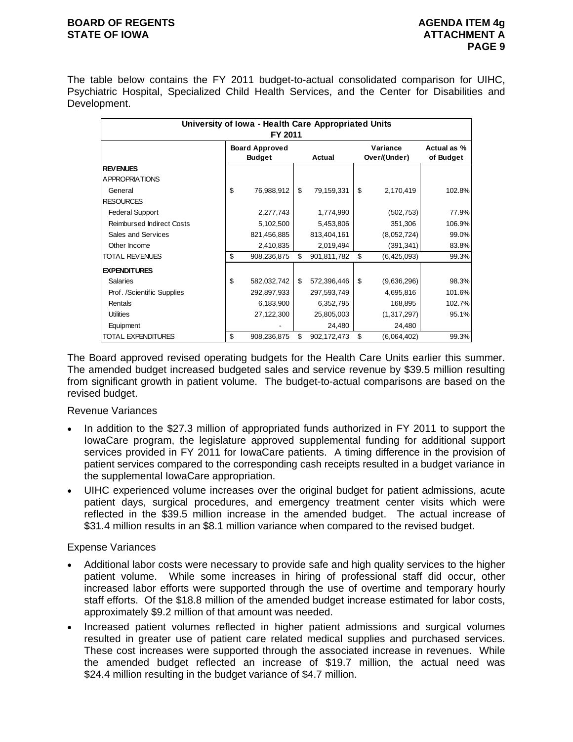The table below contains the FY 2011 budget-to-actual consolidated comparison for UIHC, Psychiatric Hospital, Specialized Child Health Services, and the Center for Disabilities and Development.

| University of Iowa - Health Care Appropriated Units FY 2011 | | | | |
|---|---|---|---|---|
| | Board Approved Budget | Actual | Variance Over/(Under) | Actual as % of Budget |
| **REVENUES** | | | | |
| APPROPRIATIONS | | | | |
| General | $ 76,988,912 | $ 79,159,331 | $ 2,170,419 | 102.8% |
| RESOURCES | | | | |
| Federal Support | 2,277,743 | 1,774,990 | (502,753) | 77.9% |
| Reimbursed Indirect Costs | 5,102,500 | 5,453,806 | 351,306 | 106.9% |
| Sales and Services | 821,456,885 | 813,404,161 | (8,052,724) | 99.0% |
| Other Income | 2,410,835 | 2,019,494 | (391,341) | 83.8% |
| TOTAL REVENUES | $ 908,236,875 | $ 901,811,782 | $ (6,425,093) | 99.3% |
| **EXPENDITURES** | | | | |
| Salaries | $ 582,032,742 | $ 572,396,446 | $ (9,636,296) | 98.3% |
| Prof. /Scientific Supplies | 292,897,933 | 297,593,749 | 4,695,816 | 101.6% |
| Rentals | 6,183,900 | 6,352,795 | 168,895 | 102.7% |
| Utilities | 27,122,300 | 25,805,003 | (1,317,297) | 95.1% |
| Equipment | - | 24,480 | 24,480 | |
| TOTAL EXPENDITURES | $ 908,236,875 | $ 902,172,473 | $ (6,064,402) | 99.3% |

The Board approved revised operating budgets for the Health Care Units earlier this summer. The amended budget increased budgeted sales and service revenue by $39.5 million resulting from significant growth in patient volume. The budget-to-actual comparisons are based on the revised budget.

Revenue Variances

- In addition to the $27.3 million of appropriated funds authorized in FY 2011 to support the IowaCare program, the legislature approved supplemental funding for additional support services provided in FY 2011 for IowaCare patients. A timing difference in the provision of patient services compared to the corresponding cash receipts resulted in a budget variance in the supplemental IowaCare appropriation.
- UIHC experienced volume increases over the original budget for patient admissions, acute patient days, surgical procedures, and emergency treatment center visits which were reflected in the $39.5 million increase in the amended budget. The actual increase of $31.4 million results in an $8.1 million variance when compared to the revised budget.

Expense Variances

- Additional labor costs were necessary to provide safe and high quality services to the higher patient volume. While some increases in hiring of professional staff did occur, other increased labor efforts were supported through the use of overtime and temporary hourly staff efforts. Of the $18.8 million of the amended budget increase estimated for labor costs, approximately $9.2 million of that amount was needed.
- Increased patient volumes reflected in higher patient admissions and surgical volumes resulted in greater use of patient care related medical supplies and purchased services. These cost increases were supported through the associated increase in revenues. While the amended budget reflected an increase of $19.7 million, the actual need was $24.4 million resulting in the budget variance of $4.7 million.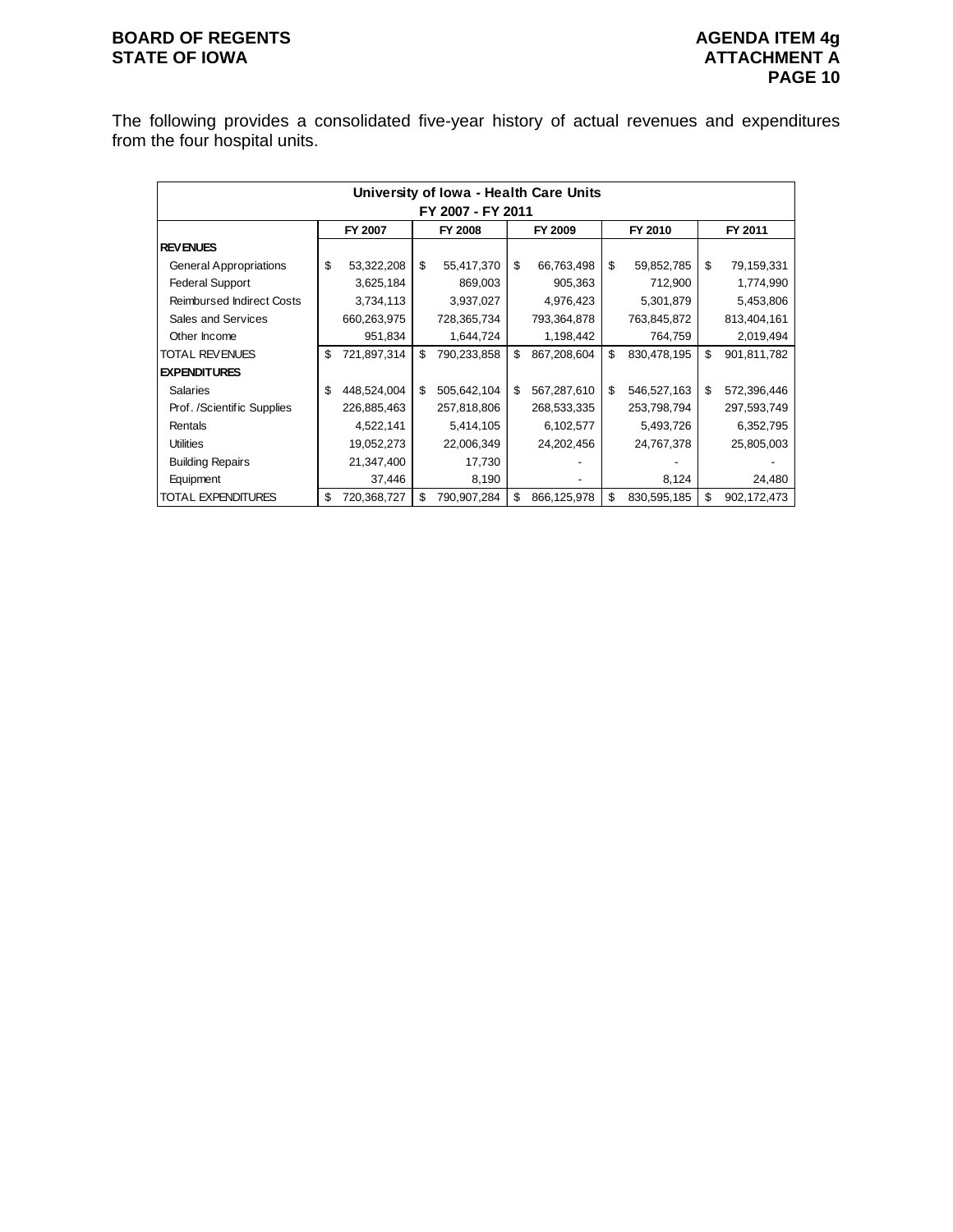The following provides a consolidated five-year history of actual revenues and expenditures from the four hospital units.

| University of Iowa - Health Care Units FY 2007 - FY 2011 | FY 2007 | FY 2008 | FY 2009 | FY 2010 | FY 2011 |
|---|---|---|---|---|---|
| **REVENUES** | | | | | |
| General Appropriations | $ 53,322,208 | $ 55,417,370 | $ 66,763,498 | $ 59,852,785 | $ 79,159,331 |
| Federal Support | 3,625,184 | 869,003 | 905,363 | 712,900 | 1,774,990 |
| Reimbursed Indirect Costs | 3,734,113 | 3,937,027 | 4,976,423 | 5,301,879 | 5,453,806 |
| Sales and Services | 660,263,975 | 728,365,734 | 793,364,878 | 763,845,872 | 813,404,161 |
| Other Income | 951,834 | 1,644,724 | 1,198,442 | 764,759 | 2,019,494 |
| TOTAL REVENUES | $ 721,897,314 | $ 790,233,858 | $ 867,208,604 | $ 830,478,195 | $ 901,811,782 |
| **EXPENDITURES** | | | | | |
| Salaries | $ 448,524,004 | $ 505,642,104 | $ 567,287,610 | $ 546,527,163 | $ 572,396,446 |
| Prof. /Scientific Supplies | 226,885,463 | 257,818,806 | 268,533,335 | 253,798,794 | 297,593,749 |
| Rentals | 4,522,141 | 5,414,105 | 6,102,577 | 5,493,726 | 6,352,795 |
| Utilities | 19,052,273 | 22,006,349 | 24,202,456 | 24,767,378 | 25,805,003 |
| Building Repairs | 21,347,400 | 17,730 | - | - | - |
| Equipment | 37,446 | 8,190 | - | 8,124 | 24,480 |
| TOTAL EXPENDITURES | $ 720,368,727 | $ 790,907,284 | $ 866,125,978 | $ 830,595,185 | $ 902,172,473 |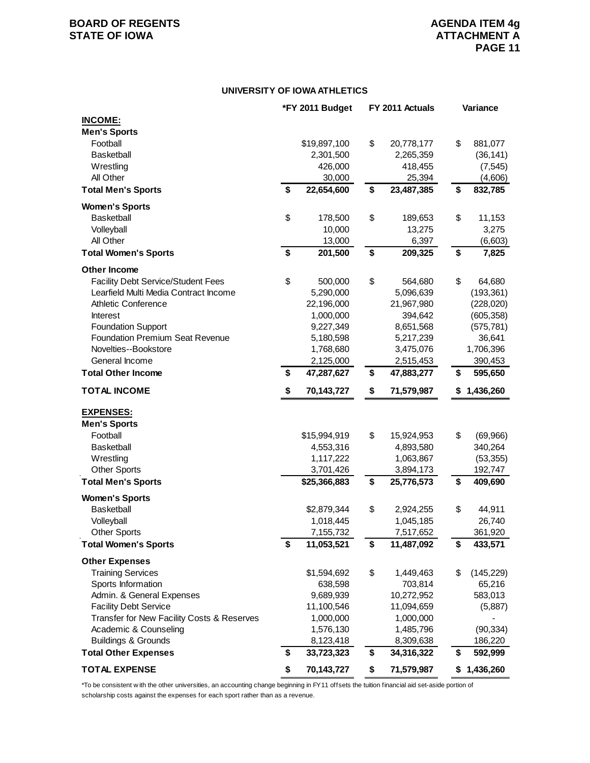**BOARD OF REGENTS**
**STATE OF IOWA**

**AGENDA ITEM 4g**
**ATTACHMENT A**

## UNIVERSITY OF IOWA ATHLETICS

| | *FY 2011 Budget | FY 2011 Actuals | Variance |
|---|---|---|---|
| **INCOME:** | | | |
| **Men's Sports** | | | |
| Football | $19,897,100 | $ 20,778,177 | $ 881,077 |
| Basketball | 2,301,500 | 2,265,359 | (36,141) |
| Wrestling | 426,000 | 418,455 | (7,545) |
| All Other | 30,000 | 25,394 | (4,606) |
| **Total Men's Sports** | **$ 22,654,600** | **$ 23,487,385** | **$ 832,785** |
| **Women's Sports** | | | |
| Basketball | $ 178,500 | $ 189,653 | $ 11,153 |
| Volleyball | 10,000 | 13,275 | 3,275 |
| All Other | 13,000 | 6,397 | (6,603) |
| **Total Women's Sports** | **$ 201,500** | **$ 209,325** | **$ 7,825** |
| **Other Income** | | | |
| Facility Debt Service/Student Fees | $ 500,000 | $ 564,680 | $ 64,680 |
| Learfield Multi Media Contract Income | 5,290,000 | 5,096,639 | (193,361) |
| Athletic Conference | 22,196,000 | 21,967,980 | (228,020) |
| Interest | 1,000,000 | 394,642 | (605,358) |
| Foundation Support | 9,227,349 | 8,651,568 | (575,781) |
| Foundation Premium Seat Revenue | 5,180,598 | 5,217,239 | 36,641 |
| Novelties--Bookstore | 1,768,680 | 3,475,076 | 1,706,396 |
| General Income | 2,125,000 | 2,515,453 | 390,453 |
| **Total Other Income** | **$ 47,287,627** | **$ 47,883,277** | **$ 595,650** |
| **TOTAL INCOME** | **$ 70,143,727** | **$ 71,579,987** | **$ 1,436,260** |
| **EXPENSES:** | | | |
| **Men's Sports** | | | |
| Football | $15,994,919 | $ 15,924,953 | $ (69,966) |
| Basketball | 4,553,316 | 4,893,580 | 340,264 |
| Wrestling | 1,117,222 | 1,063,867 | (53,355) |
| Other Sports | 3,701,426 | 3,894,173 | 192,747 |
| **Total Men's Sports** | **$25,366,883** | **$ 25,776,573** | **$ 409,690** |
| **Women's Sports** | | | |
| Basketball | $2,879,344 | $ 2,924,255 | $ 44,911 |
| Volleyball | 1,018,445 | 1,045,185 | 26,740 |
| Other Sports | 7,155,732 | 7,517,652 | 361,920 |
| **Total Women's Sports** | **$ 11,053,521** | **$ 11,487,092** | **$ 433,571** |
| **Other Expenses** | | | |
| Training Services | $1,594,692 | $ 1,449,463 | $ (145,229) |
| Sports Information | 638,598 | 703,814 | 65,216 |
| Admin. & General Expenses | 9,689,939 | 10,272,952 | 583,013 |
| Facility Debt Service | 11,100,546 | 11,094,659 | (5,887) |
| Transfer for New Facility Costs & Reserves | 1,000,000 | 1,000,000 | - |
| Academic & Counseling | 1,576,130 | 1,485,796 | (90,334) |
| Buildings & Grounds | 8,123,418 | 8,309,638 | 186,220 |
| **Total Other Expenses** | **$ 33,723,323** | **$ 34,316,322** | **$ 592,999** |
| **TOTAL EXPENSE** | **$ 70,143,727** | **$ 71,579,987** | **$ 1,436,260** |

*To be consistent with the other universities, an accounting change beginning in FY11 offsets the tuition financial aid set-aside portion of scholarship costs against the expenses for each sport rather than as a revenue.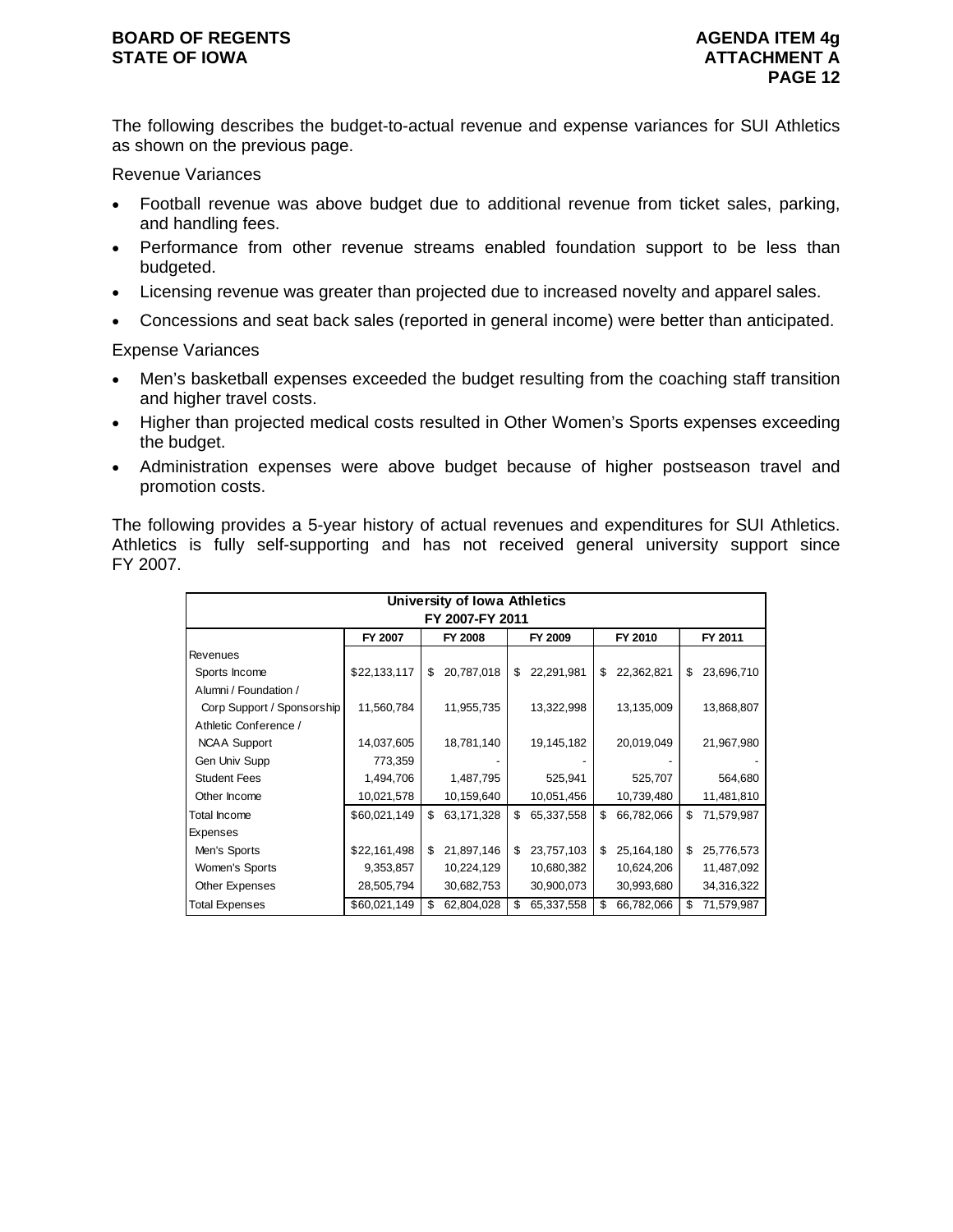The following describes the budget-to-actual revenue and expense variances for SUI Athletics as shown on the previous page.

Revenue Variances

- Football revenue was above budget due to additional revenue from ticket sales, parking, and handling fees.
- Performance from other revenue streams enabled foundation support to be less than budgeted.
- Licensing revenue was greater than projected due to increased novelty and apparel sales.
- Concessions and seat back sales (reported in general income) were better than anticipated.

Expense Variances

- Men's basketball expenses exceeded the budget resulting from the coaching staff transition and higher travel costs.
- Higher than projected medical costs resulted in Other Women's Sports expenses exceeding the budget.
- Administration expenses were above budget because of higher postseason travel and promotion costs.

The following provides a 5-year history of actual revenues and expenditures for SUI Athletics. Athletics is fully self-supporting and has not received general university support since FY 2007.

**University of Iowa Athletics**
**FY 2007-FY 2011**

| | FY 2007 | FY 2008 | FY 2009 | FY 2010 | FY 2011 |
|---|---|---|---|---|---|
| Revenues | | | | | |
| Sports Income | $22,133,117 | $ 20,787,018 | $ 22,291,981 | $ 22,362,821 | $ 23,696,710 |
| Alumni / Foundation / Corp Support / Sponsorship | 11,560,784 | 11,955,735 | 13,322,998 | 13,135,009 | 13,868,807 |
| Athletic Conference / NCAA Support | 14,037,605 | 18,781,140 | 19,145,182 | 20,019,049 | 21,967,980 |
| Gen Univ Supp | 773,359 | - | - | - | - |
| Student Fees | 1,494,706 | 1,487,795 | 525,941 | 525,707 | 564,680 |
| Other Income | 10,021,578 | 10,159,640 | 10,051,456 | 10,739,480 | 11,481,810 |
| Total Income | $60,021,149 | $ 63,171,328 | $ 65,337,558 | $ 66,782,066 | $ 71,579,987 |
| Expenses | | | | | |
| Men's Sports | $22,161,498 | $ 21,897,146 | $ 23,757,103 | $ 25,164,180 | $ 25,776,573 |
| Women's Sports | 9,353,857 | 10,224,129 | 10,680,382 | 10,624,206 | 11,487,092 |
| Other Expenses | 28,505,794 | 30,682,753 | 30,900,073 | 30,993,680 | 34,316,322 |
| Total Expenses | $60,021,149 | $ 62,804,028 | $ 65,337,558 | $ 66,782,066 | $ 71,579,987 |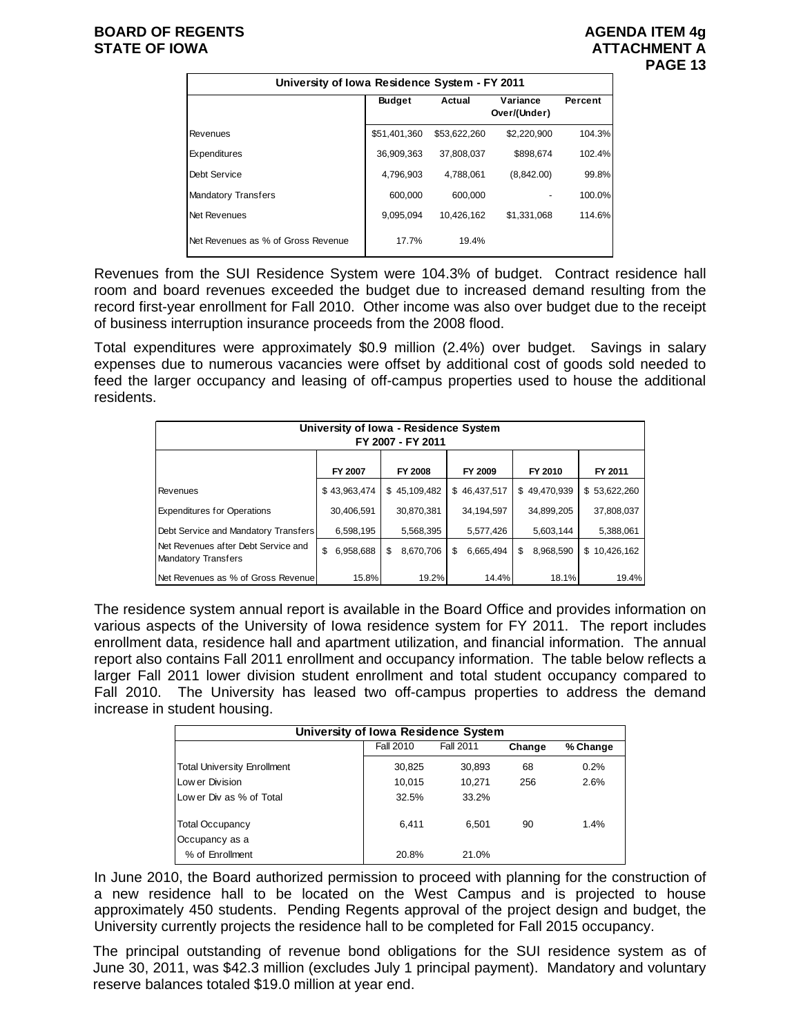| University of Iowa Residence System - FY 2011 | | | | |
|---|---|---|---|---|
| | Budget | Actual | Variance Over/(Under) | Percent |
| Revenues | $51,401,360 | $53,622,260 | $2,220,900 | 104.3% |
| Expenditures | 36,909,363 | 37,808,037 | $898,674 | 102.4% |
| Debt Service | 4,796,903 | 4,788,061 | (8,842.00) | 99.8% |
| Mandatory Transfers | 600,000 | 600,000 | - | 100.0% |
| Net Revenues | 9,095,094 | 10,426,162 | $1,331,068 | 114.6% |
| Net Revenues as % of Gross Revenue | 17.7% | 19.4% | | |

Revenues from the SUI Residence System were 104.3% of budget. Contract residence hall room and board revenues exceeded the budget due to increased demand resulting from the record first-year enrollment for Fall 2010. Other income was also over budget due to the receipt of business interruption insurance proceeds from the 2008 flood.

Total expenditures were approximately $0.9 million (2.4%) over budget. Savings in salary expenses due to numerous vacancies were offset by additional cost of goods sold needed to feed the larger occupancy and leasing of off-campus properties used to house the additional residents.

| University of Iowa - Residence System FY 2007 - FY 2011 | | | | | |
|---|---|---|---|---|---|
| | FY 2007 | FY 2008 | FY 2009 | FY 2010 | FY 2011 |
| Revenues | $ 43,963,474 | $ 45,109,482 | $ 46,437,517 | $ 49,470,939 | $ 53,622,260 |
| Expenditures for Operations | 30,406,591 | 30,870,381 | 34,194,597 | 34,899,205 | 37,808,037 |
| Debt Service and Mandatory Transfers | 6,598,195 | 5,568,395 | 5,577,426 | 5,603,144 | 5,388,061 |
| Net Revenues after Debt Service and Mandatory Transfers | $ 6,958,688 | $ 8,670,706 | $ 6,665,494 | $ 8,968,590 | $ 10,426,162 |
| Net Revenues as % of Gross Revenue | 15.8% | 19.2% | 14.4% | 18.1% | 19.4% |

The residence system annual report is available in the Board Office and provides information on various aspects of the University of Iowa residence system for FY 2011. The report includes enrollment data, residence hall and apartment utilization, and financial information. The annual report also contains Fall 2011 enrollment and occupancy information. The table below reflects a larger Fall 2011 lower division student enrollment and total student occupancy compared to Fall 2010. The University has leased two off-campus properties to address the demand increase in student housing.

| University of Iowa Residence System | | | | |
|---|---|---|---|---|
| | Fall 2010 | Fall 2011 | Change | % Change |
| Total University Enrollment | 30,825 | 30,893 | 68 | 0.2% |
| Lower Division | 10,015 | 10,271 | 256 | 2.6% |
| Lower Div as % of Total | 32.5% | 33.2% | | |
| Total Occupancy | 6,411 | 6,501 | 90 | 1.4% |
| Occupancy as a % of Enrollment | 20.8% | 21.0% | | |

In June 2010, the Board authorized permission to proceed with planning for the construction of a new residence hall to be located on the West Campus and is projected to house approximately 450 students. Pending Regents approval of the project design and budget, the University currently projects the residence hall to be completed for Fall 2015 occupancy.

The principal outstanding of revenue bond obligations for the SUI residence system as of June 30, 2011, was $42.3 million (excludes July 1 principal payment). Mandatory and voluntary reserve balances totaled $19.0 million at year end.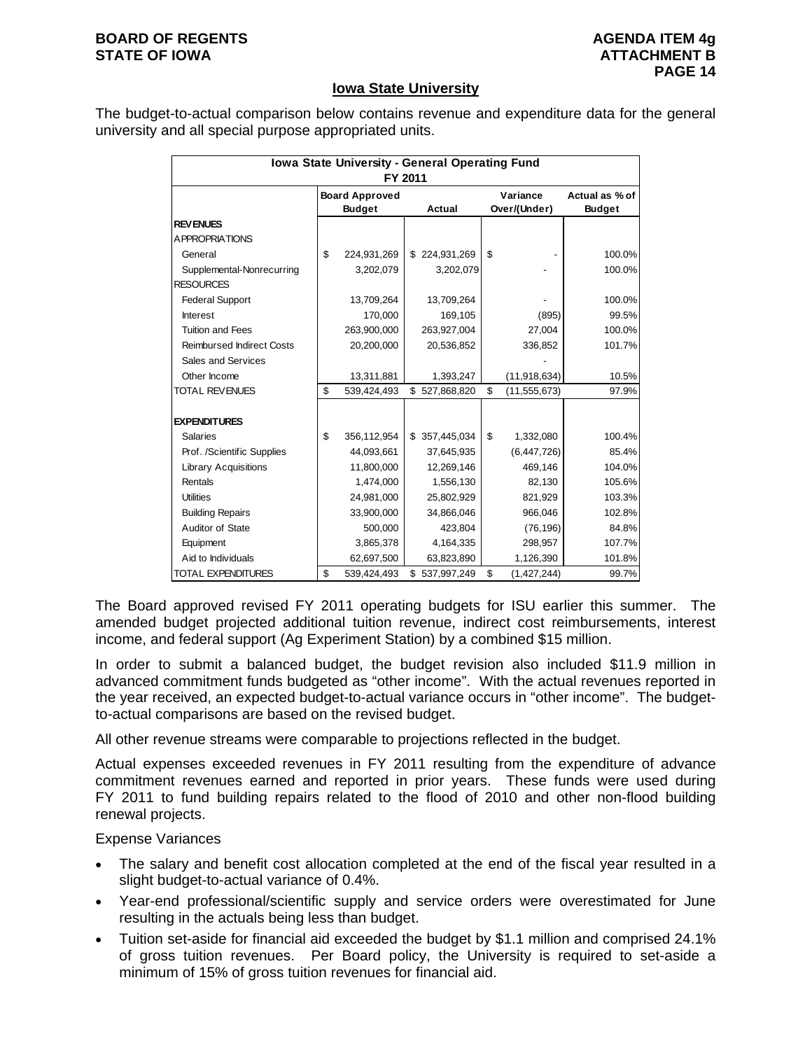## Iowa State University

The budget-to-actual comparison below contains revenue and expenditure data for the general university and all special purpose appropriated units.

| Iowa State University - General Operating Fund FY 2011 | | | | |
|---|---|---|---|---|
| | Board Approved Budget | Actual | Variance Over/(Under) | Actual as % of Budget |
| **REVENUES** | | | | |
| APPROPRIATIONS | | | | |
| General | $ 224,931,269 | $ 224,931,269 | $ - | 100.0% |
| Supplemental-Nonrecurring | 3,202,079 | 3,202,079 | - | 100.0% |
| RESOURCES | | | | |
| Federal Support | 13,709,264 | 13,709,264 | - | 100.0% |
| Interest | 170,000 | 169,105 | (895) | 99.5% |
| Tuition and Fees | 263,900,000 | 263,927,004 | 27,004 | 100.0% |
| Reimbursed Indirect Costs | 20,200,000 | 20,536,852 | 336,852 | 101.7% |
| Sales and Services | | | - | |
| Other Income | 13,311,881 | 1,393,247 | (11,918,634) | 10.5% |
| TOTAL REVENUES | $ 539,424,493 | $ 527,868,820 | $ (11,555,673) | 97.9% |
| | | | | |
| **EXPENDITURES** | | | | |
| Salaries | $ 356,112,954 | $ 357,445,034 | $ 1,332,080 | 100.4% |
| Prof. /Scientific Supplies | 44,093,661 | 37,645,935 | (6,447,726) | 85.4% |
| Library Acquisitions | 11,800,000 | 12,269,146 | 469,146 | 104.0% |
| Rentals | 1,474,000 | 1,556,130 | 82,130 | 105.6% |
| Utilities | 24,981,000 | 25,802,929 | 821,929 | 103.3% |
| Building Repairs | 33,900,000 | 34,866,046 | 966,046 | 102.8% |
| Auditor of State | 500,000 | 423,804 | (76,196) | 84.8% |
| Equipment | 3,865,378 | 4,164,335 | 298,957 | 107.7% |
| Aid to Individuals | 62,697,500 | 63,823,890 | 1,126,390 | 101.8% |
| TOTAL EXPENDITURES | $ 539,424,493 | $ 537,997,249 | $ (1,427,244) | 99.7% |

The Board approved revised FY 2011 operating budgets for ISU earlier this summer. The amended budget projected additional tuition revenue, indirect cost reimbursements, interest income, and federal support (Ag Experiment Station) by a combined $15 million.

In order to submit a balanced budget, the budget revision also included $11.9 million in advanced commitment funds budgeted as "other income". With the actual revenues reported in the year received, an expected budget-to-actual variance occurs in "other income". The budget-to-actual comparisons are based on the revised budget.

All other revenue streams were comparable to projections reflected in the budget.

Actual expenses exceeded revenues in FY 2011 resulting from the expenditure of advance commitment revenues earned and reported in prior years. These funds were used during FY 2011 to fund building repairs related to the flood of 2010 and other non-flood building renewal projects.

Expense Variances

- The salary and benefit cost allocation completed at the end of the fiscal year resulted in a slight budget-to-actual variance of 0.4%.
- Year-end professional/scientific supply and service orders were overestimated for June resulting in the actuals being less than budget.
- Tuition set-aside for financial aid exceeded the budget by $1.1 million and comprised 24.1% of gross tuition revenues. Per Board policy, the University is required to set-aside a minimum of 15% of gross tuition revenues for financial aid.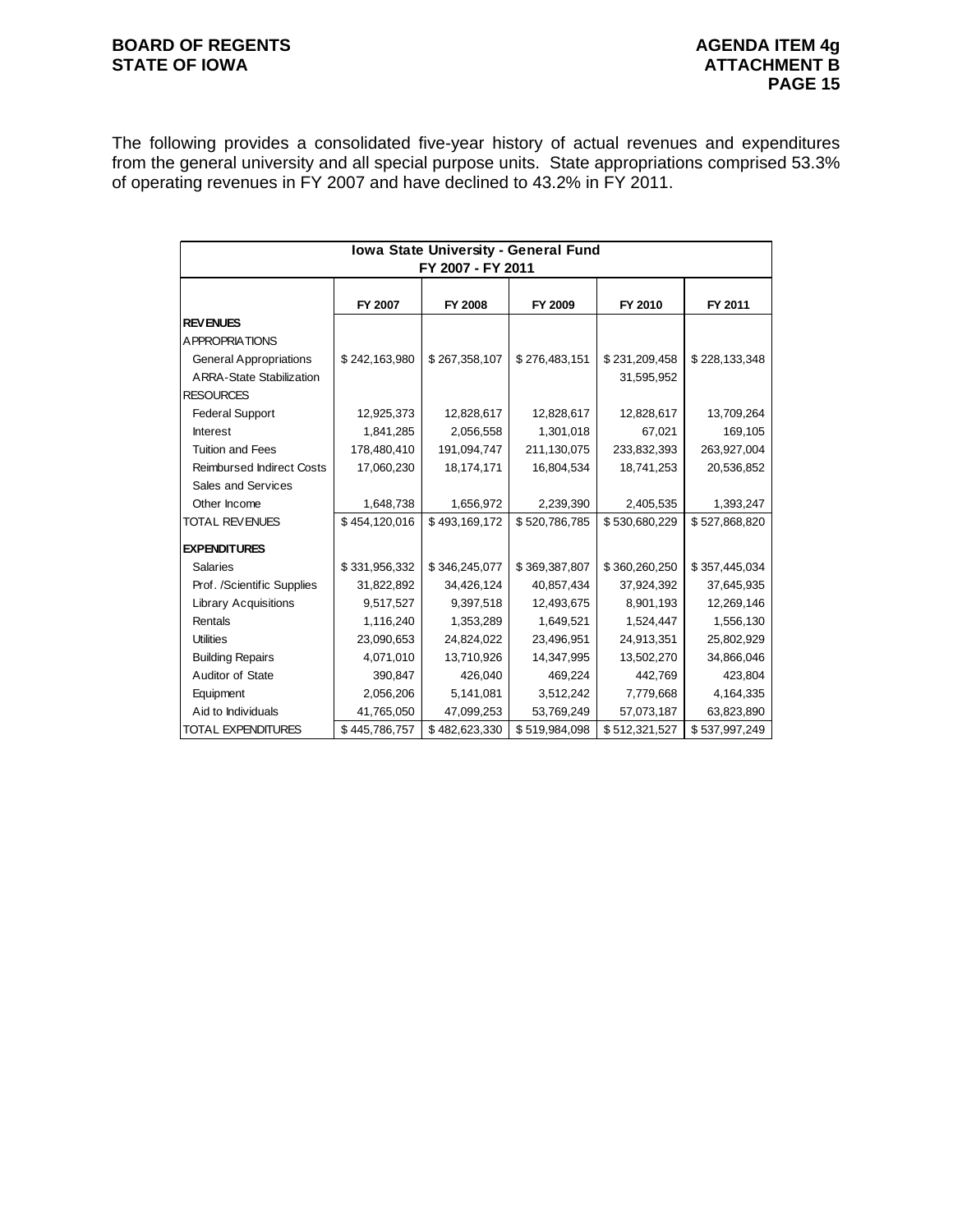The following provides a consolidated five-year history of actual revenues and expenditures from the general university and all special purpose units. State appropriations comprised 53.3% of operating revenues in FY 2007 and have declined to 43.2% in FY 2011.

| Iowa State University - General Fund FY 2007 - FY 2011 | | | | | |
|---|---|---|---|---|---|
| | FY 2007 | FY 2008 | FY 2009 | FY 2010 | FY 2011 |
| **REVENUES** | | | | | |
| APPROPRIATIONS | | | | | |
| General Appropriations | $ 242,163,980 | $ 267,358,107 | $ 276,483,151 | $ 231,209,458 | $ 228,133,348 |
| ARRA-State Stabilization | | | | 31,595,952 | |
| RESOURCES | | | | | |
| Federal Support | 12,925,373 | 12,828,617 | 12,828,617 | 12,828,617 | 13,709,264 |
| Interest | 1,841,285 | 2,056,558 | 1,301,018 | 67,021 | 169,105 |
| Tuition and Fees | 178,480,410 | 191,094,747 | 211,130,075 | 233,832,393 | 263,927,004 |
| Reimbursed Indirect Costs | 17,060,230 | 18,174,171 | 16,804,534 | 18,741,253 | 20,536,852 |
| Sales and Services | | | | | |
| Other Income | 1,648,738 | 1,656,972 | 2,239,390 | 2,405,535 | 1,393,247 |
| TOTAL REVENUES | $ 454,120,016 | $ 493,169,172 | $ 520,786,785 | $ 530,680,229 | $ 527,868,820 |
| **EXPENDITURES** | | | | | |
| Salaries | $ 331,956,332 | $ 346,245,077 | $ 369,387,807 | $ 360,260,250 | $ 357,445,034 |
| Prof. /Scientific Supplies | 31,822,892 | 34,426,124 | 40,857,434 | 37,924,392 | 37,645,935 |
| Library Acquisitions | 9,517,527 | 9,397,518 | 12,493,675 | 8,901,193 | 12,269,146 |
| Rentals | 1,116,240 | 1,353,289 | 1,649,521 | 1,524,447 | 1,556,130 |
| Utilities | 23,090,653 | 24,824,022 | 23,496,951 | 24,913,351 | 25,802,929 |
| Building Repairs | 4,071,010 | 13,710,926 | 14,347,995 | 13,502,270 | 34,866,046 |
| Auditor of State | 390,847 | 426,040 | 469,224 | 442,769 | 423,804 |
| Equipment | 2,056,206 | 5,141,081 | 3,512,242 | 7,779,668 | 4,164,335 |
| Aid to Individuals | 41,765,050 | 47,099,253 | 53,769,249 | 57,073,187 | 63,823,890 |
| TOTAL EXPENDITURES | $ 445,786,757 | $ 482,623,330 | $ 519,984,098 | $ 512,321,527 | $ 537,997,249 |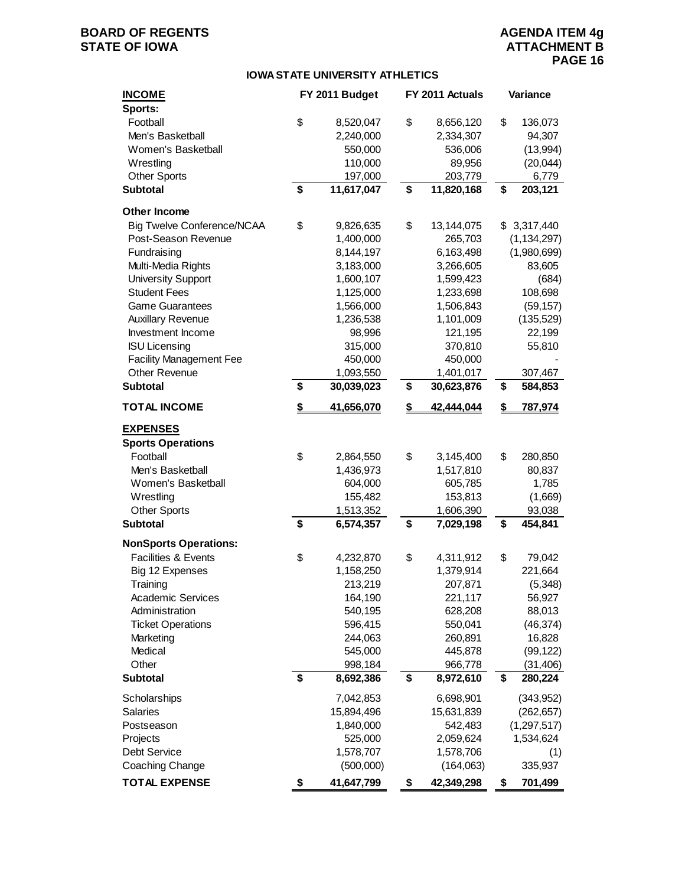**BOARD OF REGENTS**
**STATE OF IOWA**

**AGENDA ITEM 4g**
**ATTACHMENT B**

## IOWA STATE UNIVERSITY ATHLETICS

| INCOME | FY 2011 Budget | FY 2011 Actuals | Variance |
|---|---|---|---|
| **Sports:** | | | |
| Football | $ 8,520,047 | $ 8,656,120 | $ 136,073 |
| Men's Basketball | 2,240,000 | 2,334,307 | 94,307 |
| Women's Basketball | 550,000 | 536,006 | (13,994) |
| Wrestling | 110,000 | 89,956 | (20,044) |
| Other Sports | 197,000 | 203,779 | 6,779 |
| **Subtotal** | **$ 11,617,047** | **$ 11,820,168** | **$ 203,121** |
| **Other Income** | | | |
| Big Twelve Conference/NCAA | $ 9,826,635 | $ 13,144,075 | $ 3,317,440 |
| Post-Season Revenue | 1,400,000 | 265,703 | (1,134,297) |
| Fundraising | 8,144,197 | 6,163,498 | (1,980,699) |
| Multi-Media Rights | 3,183,000 | 3,266,605 | 83,605 |
| University Support | 1,600,107 | 1,599,423 | (684) |
| Student Fees | 1,125,000 | 1,233,698 | 108,698 |
| Game Guarantees | 1,566,000 | 1,506,843 | (59,157) |
| Auxillary Revenue | 1,236,538 | 1,101,009 | (135,529) |
| Investment Income | 98,996 | 121,195 | 22,199 |
| ISU Licensing | 315,000 | 370,810 | 55,810 |
| Facility Management Fee | 450,000 | 450,000 | - |
| Other Revenue | 1,093,550 | 1,401,017 | 307,467 |
| **Subtotal** | **$ 30,039,023** | **$ 30,623,876** | **$ 584,853** |
| **TOTAL INCOME** | **$ 41,656,070** | **$ 42,444,044** | **$ 787,974** |
| **EXPENSES** | | | |
| **Sports Operations** | | | |
| Football | $ 2,864,550 | $ 3,145,400 | $ 280,850 |
| Men's Basketball | 1,436,973 | 1,517,810 | 80,837 |
| Women's Basketball | 604,000 | 605,785 | 1,785 |
| Wrestling | 155,482 | 153,813 | (1,669) |
| Other Sports | 1,513,352 | 1,606,390 | 93,038 |
| **Subtotal** | **$ 6,574,357** | **$ 7,029,198** | **$ 454,841** |
| **NonSports Operations:** | | | |
| Facilities & Events | $ 4,232,870 | $ 4,311,912 | $ 79,042 |
| Big 12 Expenses | 1,158,250 | 1,379,914 | 221,664 |
| Training | 213,219 | 207,871 | (5,348) |
| Academic Services | 164,190 | 221,117 | 56,927 |
| Administration | 540,195 | 628,208 | 88,013 |
| Ticket Operations | 596,415 | 550,041 | (46,374) |
| Marketing | 244,063 | 260,891 | 16,828 |
| Medical | 545,000 | 445,878 | (99,122) |
| Other | 998,184 | 966,778 | (31,406) |
| **Subtotal** | **$ 8,692,386** | **$ 8,972,610** | **$ 280,224** |
| Scholarships | 7,042,853 | 6,698,901 | (343,952) |
| Salaries | 15,894,496 | 15,631,839 | (262,657) |
| Postseason | 1,840,000 | 542,483 | (1,297,517) |
| Projects | 525,000 | 2,059,624 | 1,534,624 |
| Debt Service | 1,578,707 | 1,578,706 | (1) |
| Coaching Change | (500,000) | (164,063) | 335,937 |
| **TOTAL EXPENSE** | **$ 41,647,799** | **$ 42,349,298** | **$ 701,499** |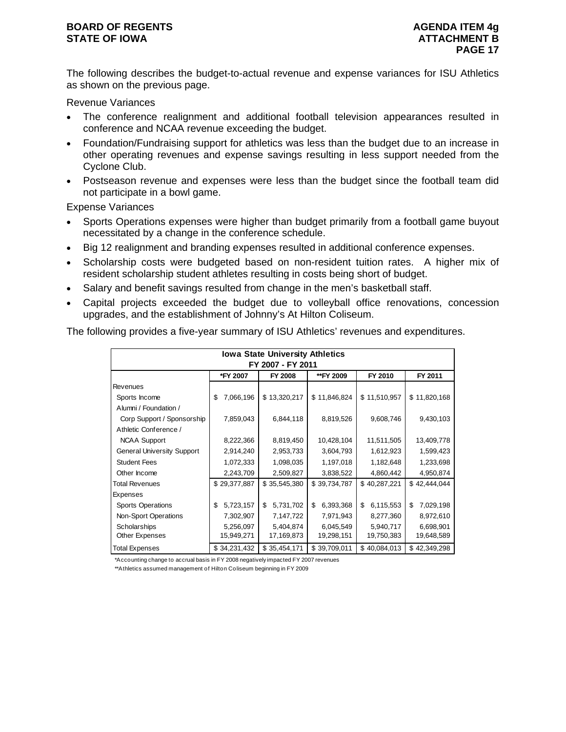The following describes the budget-to-actual revenue and expense variances for ISU Athletics as shown on the previous page.

Revenue Variances

- The conference realignment and additional football television appearances resulted in conference and NCAA revenue exceeding the budget.
- Foundation/Fundraising support for athletics was less than the budget due to an increase in other operating revenues and expense savings resulting in less support needed from the Cyclone Club.
- Postseason revenue and expenses were less than the budget since the football team did not participate in a bowl game.

Expense Variances

- Sports Operations expenses were higher than budget primarily from a football game buyout necessitated by a change in the conference schedule.
- Big 12 realignment and branding expenses resulted in additional conference expenses.
- Scholarship costs were budgeted based on non-resident tuition rates. A higher mix of resident scholarship student athletes resulting in costs being short of budget.
- Salary and benefit savings resulted from change in the men's basketball staff.
- Capital projects exceeded the budget due to volleyball office renovations, concession upgrades, and the establishment of Johnny's At Hilton Coliseum.

The following provides a five-year summary of ISU Athletics' revenues and expenditures.

| Iowa State University Athletics FY 2007 - FY 2011 | | | | | |
|---|---|---|---|---|---|
| | *FY 2007 | FY 2008 | **FY 2009 | FY 2010 | FY 2011 |
| Revenues | | | | | |
| Sports Income | $ 7,066,196 | $ 13,320,217 | $ 11,846,824 | $ 11,510,957 | $ 11,820,168 |
| Alumni / Foundation / Corp Support / Sponsorship | 7,859,043 | 6,844,118 | 8,819,526 | 9,608,746 | 9,430,103 |
| Athletic Conference / NCAA Support | 8,222,366 | 8,819,450 | 10,428,104 | 11,511,505 | 13,409,778 |
| General University Support | 2,914,240 | 2,953,733 | 3,604,793 | 1,612,923 | 1,599,423 |
| Student Fees | 1,072,333 | 1,098,035 | 1,197,018 | 1,182,648 | 1,233,698 |
| Other Income | 2,243,709 | 2,509,827 | 3,838,522 | 4,860,442 | 4,950,874 |
| Total Revenues | $ 29,377,887 | $ 35,545,380 | $ 39,734,787 | $ 40,287,221 | $ 42,444,044 |
| Expenses | | | | | |
| Sports Operations | $ 5,723,157 | $ 5,731,702 | $ 6,393,368 | $ 6,115,553 | $ 7,029,198 |
| Non-Sport Operations | 7,302,907 | 7,147,722 | 7,971,943 | 8,277,360 | 8,972,610 |
| Scholarships | 5,256,097 | 5,404,874 | 6,045,549 | 5,940,717 | 6,698,901 |
| Other Expenses | 15,949,271 | 17,169,873 | 19,298,151 | 19,750,383 | 19,648,589 |
| Total Expenses | $ 34,231,432 | $ 35,454,171 | $ 39,709,011 | $ 40,084,013 | $ 42,349,298 |

*Accounting change to accrual basis in FY 2008 negatively impacted FY 2007 revenues

**Athletics assumed management of Hilton Coliseum beginning in FY 2009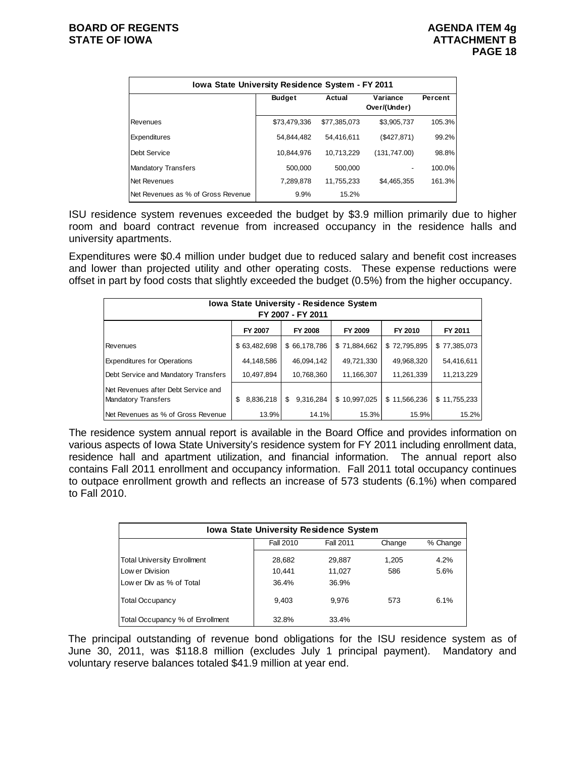| Iowa State University Residence System - FY 2011 | | | | |
|---|---|---|---|---|
| | Budget | Actual | Variance Over/(Under) | Percent |
| Revenues | $73,479,336 | $77,385,073 | $3,905,737 | 105.3% |
| Expenditures | 54,844,482 | 54,416,611 | ($427,871) | 99.2% |
| Debt Service | 10,844,976 | 10,713,229 | (131,747.00) | 98.8% |
| Mandatory Transfers | 500,000 | 500,000 | - | 100.0% |
| Net Revenues | 7,289,878 | 11,755,233 | $4,465,355 | 161.3% |
| Net Revenues as % of Gross Revenue | 9.9% | 15.2% | | |

ISU residence system revenues exceeded the budget by $3.9 million primarily due to higher room and board contract revenue from increased occupancy in the residence halls and university apartments.

Expenditures were $0.4 million under budget due to reduced salary and benefit cost increases and lower than projected utility and other operating costs. These expense reductions were offset in part by food costs that slightly exceeded the budget (0.5%) from the higher occupancy.

| Iowa State University - Residence System FY 2007 - FY 2011 | | | | | |
|---|---|---|---|---|---|
| | FY 2007 | FY 2008 | FY 2009 | FY 2010 | FY 2011 |
| Revenues | $ 63,482,698 | $ 66,178,786 | $ 71,884,662 | $ 72,795,895 | $ 77,385,073 |
| Expenditures for Operations | 44,148,586 | 46,094,142 | 49,721,330 | 49,968,320 | 54,416,611 |
| Debt Service and Mandatory Transfers | 10,497,894 | 10,768,360 | 11,166,307 | 11,261,339 | 11,213,229 |
| Net Revenues after Debt Service and Mandatory Transfers | $ 8,836,218 | $ 9,316,284 | $ 10,997,025 | $ 11,566,236 | $ 11,755,233 |
| Net Revenues as % of Gross Revenue | 13.9% | 14.1% | 15.3% | 15.9% | 15.2% |

The residence system annual report is available in the Board Office and provides information on various aspects of Iowa State University's residence system for FY 2011 including enrollment data, residence hall and apartment utilization, and financial information. The annual report also contains Fall 2011 enrollment and occupancy information. Fall 2011 total occupancy continues to outpace enrollment growth and reflects an increase of 573 students (6.1%) when compared to Fall 2010.

| Iowa State University Residence System | | | | |
|---|---|---|---|---|
| | Fall 2010 | Fall 2011 | Change | % Change |
| Total University Enrollment | 28,682 | 29,887 | 1,205 | 4.2% |
| Lower Division | 10,441 | 11,027 | 586 | 5.6% |
| Lower Div as % of Total | 36.4% | 36.9% | | |
| Total Occupancy | 9,403 | 9,976 | 573 | 6.1% |
| Total Occupancy % of Enrollment | 32.8% | 33.4% | | |

The principal outstanding of revenue bond obligations for the ISU residence system as of June 30, 2011, was $118.8 million (excludes July 1 principal payment). Mandatory and voluntary reserve balances totaled $41.9 million at year end.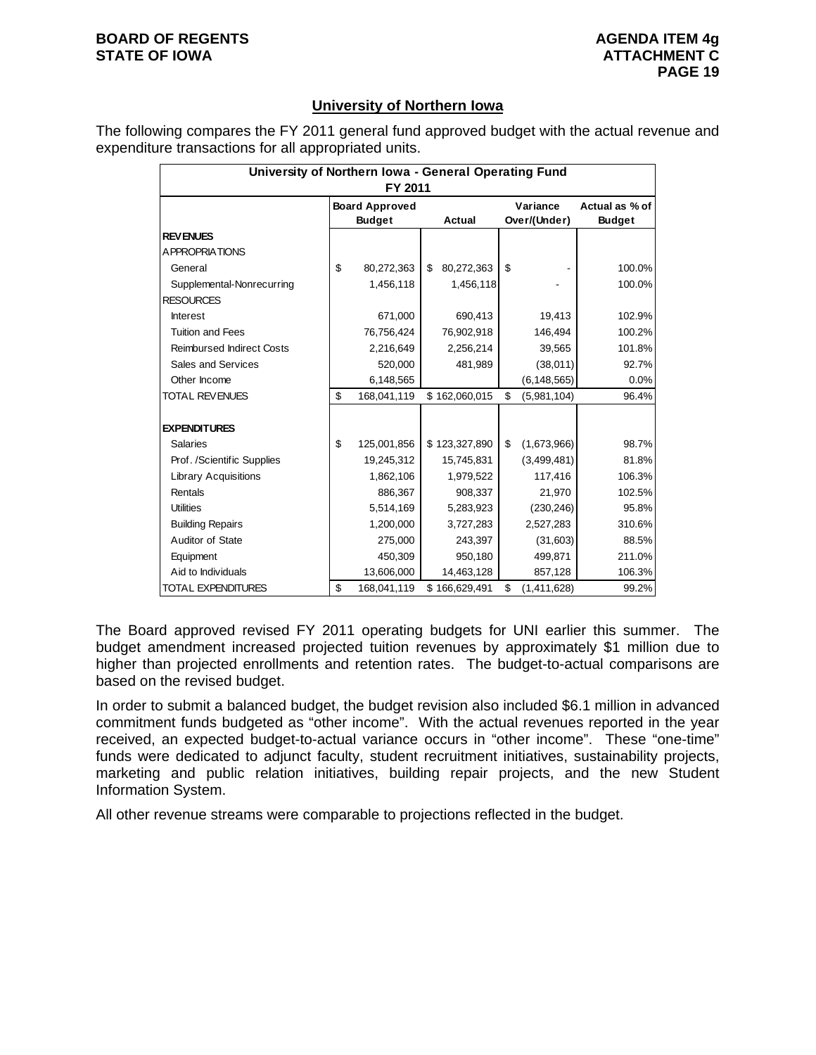## University of Northern Iowa

The following compares the FY 2011 general fund approved budget with the actual revenue and expenditure transactions for all appropriated units.

| University of Northern Iowa - General Operating Fund FY 2011 | | | | |
|---|---|---|---|---|
| | Board Approved Budget | Actual | Variance Over/(Under) | Actual as % of Budget |
| **REVENUES** | | | | |
| APPROPRIATIONS | | | | |
| General | $ 80,272,363 | $ 80,272,363 | $ - | 100.0% |
| Supplemental-Nonrecurring | 1,456,118 | 1,456,118 | - | 100.0% |
| RESOURCES | | | | |
| Interest | 671,000 | 690,413 | 19,413 | 102.9% |
| Tuition and Fees | 76,756,424 | 76,902,918 | 146,494 | 100.2% |
| Reimbursed Indirect Costs | 2,216,649 | 2,256,214 | 39,565 | 101.8% |
| Sales and Services | 520,000 | 481,989 | (38,011) | 92.7% |
| Other Income | 6,148,565 | | (6,148,565) | 0.0% |
| TOTAL REVENUES | $ 168,041,119 | $ 162,060,015 | $ (5,981,104) | 96.4% |
| | | | | |
| **EXPENDITURES** | | | | |
| Salaries | $ 125,001,856 | $ 123,327,890 | $ (1,673,966) | 98.7% |
| Prof. /Scientific Supplies | 19,245,312 | 15,745,831 | (3,499,481) | 81.8% |
| Library Acquisitions | 1,862,106 | 1,979,522 | 117,416 | 106.3% |
| Rentals | 886,367 | 908,337 | 21,970 | 102.5% |
| Utilities | 5,514,169 | 5,283,923 | (230,246) | 95.8% |
| Building Repairs | 1,200,000 | 3,727,283 | 2,527,283 | 310.6% |
| Auditor of State | 275,000 | 243,397 | (31,603) | 88.5% |
| Equipment | 450,309 | 950,180 | 499,871 | 211.0% |
| Aid to Individuals | 13,606,000 | 14,463,128 | 857,128 | 106.3% |
| TOTAL EXPENDITURES | $ 168,041,119 | $ 166,629,491 | $ (1,411,628) | 99.2% |

The Board approved revised FY 2011 operating budgets for UNI earlier this summer. The budget amendment increased projected tuition revenues by approximately $1 million due to higher than projected enrollments and retention rates. The budget-to-actual comparisons are based on the revised budget.

In order to submit a balanced budget, the budget revision also included $6.1 million in advanced commitment funds budgeted as "other income". With the actual revenues reported in the year received, an expected budget-to-actual variance occurs in "other income". These "one-time" funds were dedicated to adjunct faculty, student recruitment initiatives, sustainability projects, marketing and public relation initiatives, building repair projects, and the new Student Information System.

All other revenue streams were comparable to projections reflected in the budget.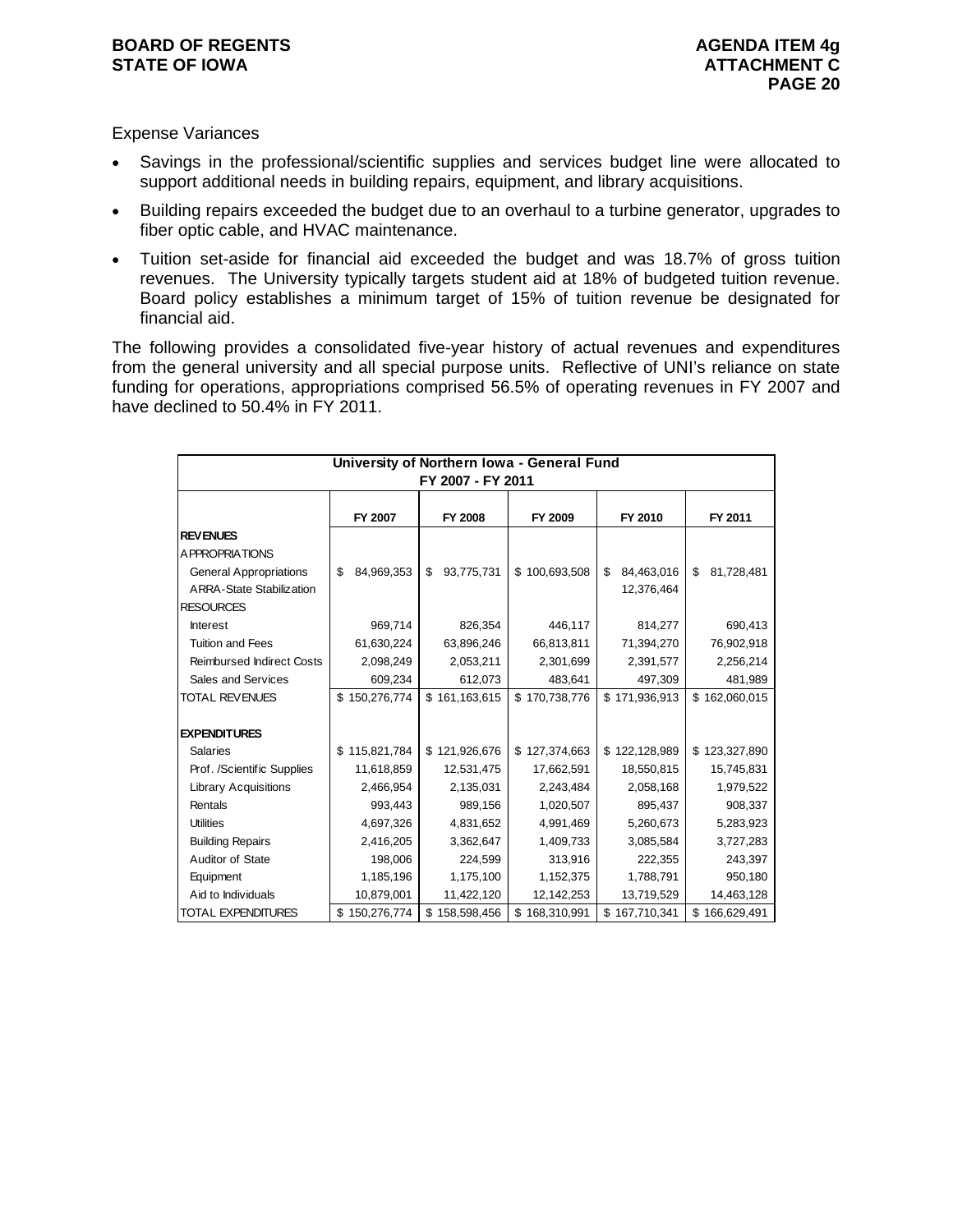Expense Variances

- Savings in the professional/scientific supplies and services budget line were allocated to support additional needs in building repairs, equipment, and library acquisitions.
- Building repairs exceeded the budget due to an overhaul to a turbine generator, upgrades to fiber optic cable, and HVAC maintenance.
- Tuition set-aside for financial aid exceeded the budget and was 18.7% of gross tuition revenues. The University typically targets student aid at 18% of budgeted tuition revenue. Board policy establishes a minimum target of 15% of tuition revenue be designated for financial aid.

The following provides a consolidated five-year history of actual revenues and expenditures from the general university and all special purpose units. Reflective of UNI's reliance on state funding for operations, appropriations comprised 56.5% of operating revenues in FY 2007 and have declined to 50.4% in FY 2011.

| University of Northern Iowa - General Fund FY 2007 - FY 2011 | | | | | |
|---|---|---|---|---|---|
| | FY 2007 | FY 2008 | FY 2009 | FY 2010 | FY 2011 |
| **REVENUES** | | | | | |
| APPROPRIATIONS | | | | | |
| General Appropriations | $ 84,969,353 | $ 93,775,731 | $ 100,693,508 | $ 84,463,016 | $ 81,728,481 |
| ARRA-State Stabilization | | | | 12,376,464 | |
| RESOURCES | | | | | |
| Interest | 969,714 | 826,354 | 446,117 | 814,277 | 690,413 |
| Tuition and Fees | 61,630,224 | 63,896,246 | 66,813,811 | 71,394,270 | 76,902,918 |
| Reimbursed Indirect Costs | 2,098,249 | 2,053,211 | 2,301,699 | 2,391,577 | 2,256,214 |
| Sales and Services | 609,234 | 612,073 | 483,641 | 497,309 | 481,989 |
| TOTAL REVENUES | $ 150,276,774 | $ 161,163,615 | $ 170,738,776 | $ 171,936,913 | $ 162,060,015 |
| | | | | | |
| **EXPENDITURES** | | | | | |
| Salaries | $ 115,821,784 | $ 121,926,676 | $ 127,374,663 | $ 122,128,989 | $ 123,327,890 |
| Prof. /Scientific Supplies | 11,618,859 | 12,531,475 | 17,662,591 | 18,550,815 | 15,745,831 |
| Library Acquisitions | 2,466,954 | 2,135,031 | 2,243,484 | 2,058,168 | 1,979,522 |
| Rentals | 993,443 | 989,156 | 1,020,507 | 895,437 | 908,337 |
| Utilities | 4,697,326 | 4,831,652 | 4,991,469 | 5,260,673 | 5,283,923 |
| Building Repairs | 2,416,205 | 3,362,647 | 1,409,733 | 3,085,584 | 3,727,283 |
| Auditor of State | 198,006 | 224,599 | 313,916 | 222,355 | 243,397 |
| Equipment | 1,185,196 | 1,175,100 | 1,152,375 | 1,788,791 | 950,180 |
| Aid to Individuals | 10,879,001 | 11,422,120 | 12,142,253 | 13,719,529 | 14,463,128 |
| TOTAL EXPENDITURES | $ 150,276,774 | $ 158,598,456 | $ 168,310,991 | $ 167,710,341 | $ 166,629,491 |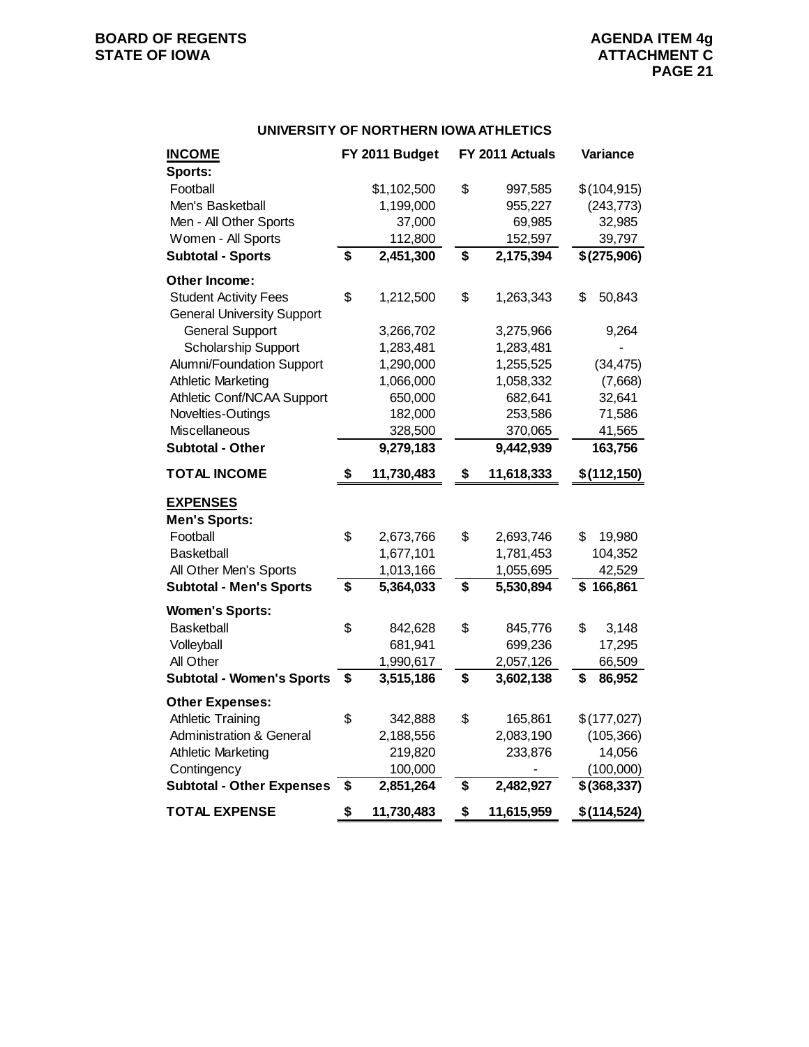## UNIVERSITY OF NORTHERN IOWA ATHLETICS

| INCOME | FY 2011 Budget | FY 2011 Actuals | Variance |
|---|---|---|---|
| **Sports:** | | | |
| Football | $1,102,500 | $ 997,585 | $(104,915) |
| Men's Basketball | 1,199,000 | 955,227 | (243,773) |
| Men - All Other Sports | 37,000 | 69,985 | 32,985 |
| Women - All Sports | 112,800 | 152,597 | 39,797 |
| **Subtotal - Sports** | **$ 2,451,300** | **$ 2,175,394** | **$(275,906)** |
| **Other Income:** | | | |
| Student Activity Fees | $ 1,212,500 | $ 1,263,343 | $ 50,843 |
| General University Support | | | |
| General Support | 3,266,702 | 3,275,966 | 9,264 |
| Scholarship Support | 1,283,481 | 1,283,481 | - |
| Alumni/Foundation Support | 1,290,000 | 1,255,525 | (34,475) |
| Athletic Marketing | 1,066,000 | 1,058,332 | (7,668) |
| Athletic Conf/NCAA Support | 650,000 | 682,641 | 32,641 |
| Novelties-Outings | 182,000 | 253,586 | 71,586 |
| Miscellaneous | 328,500 | 370,065 | 41,565 |
| **Subtotal - Other** | **9,279,183** | **9,442,939** | **163,756** |
| **TOTAL INCOME** | **$ 11,730,483** | **$ 11,618,333** | **$(112,150)** |
| **EXPENSES** | | | |
| **Men's Sports:** | | | |
| Football | $ 2,673,766 | $ 2,693,746 | $ 19,980 |
| Basketball | 1,677,101 | 1,781,453 | 104,352 |
| All Other Men's Sports | 1,013,166 | 1,055,695 | 42,529 |
| **Subtotal - Men's Sports** | **$ 5,364,033** | **$ 5,530,894** | **$ 166,861** |
| **Women's Sports:** | | | |
| Basketball | $ 842,628 | $ 845,776 | $ 3,148 |
| Volleyball | 681,941 | 699,236 | 17,295 |
| All Other | 1,990,617 | 2,057,126 | 66,509 |
| **Subtotal - Women's Sports** | **$ 3,515,186** | **$ 3,602,138** | **$ 86,952** |
| **Other Expenses:** | | | |
| Athletic Training | $ 342,888 | $ 165,861 | $(177,027) |
| Administration & General | 2,188,556 | 2,083,190 | (105,366) |
| Athletic Marketing | 219,820 | 233,876 | 14,056 |
| Contingency | 100,000 | - | (100,000) |
| **Subtotal - Other Expenses** | **$ 2,851,264** | **$ 2,482,927** | **$(368,337)** |
| **TOTAL EXPENSE** | **$ 11,730,483** | **$ 11,615,959** | **$(114,524)** |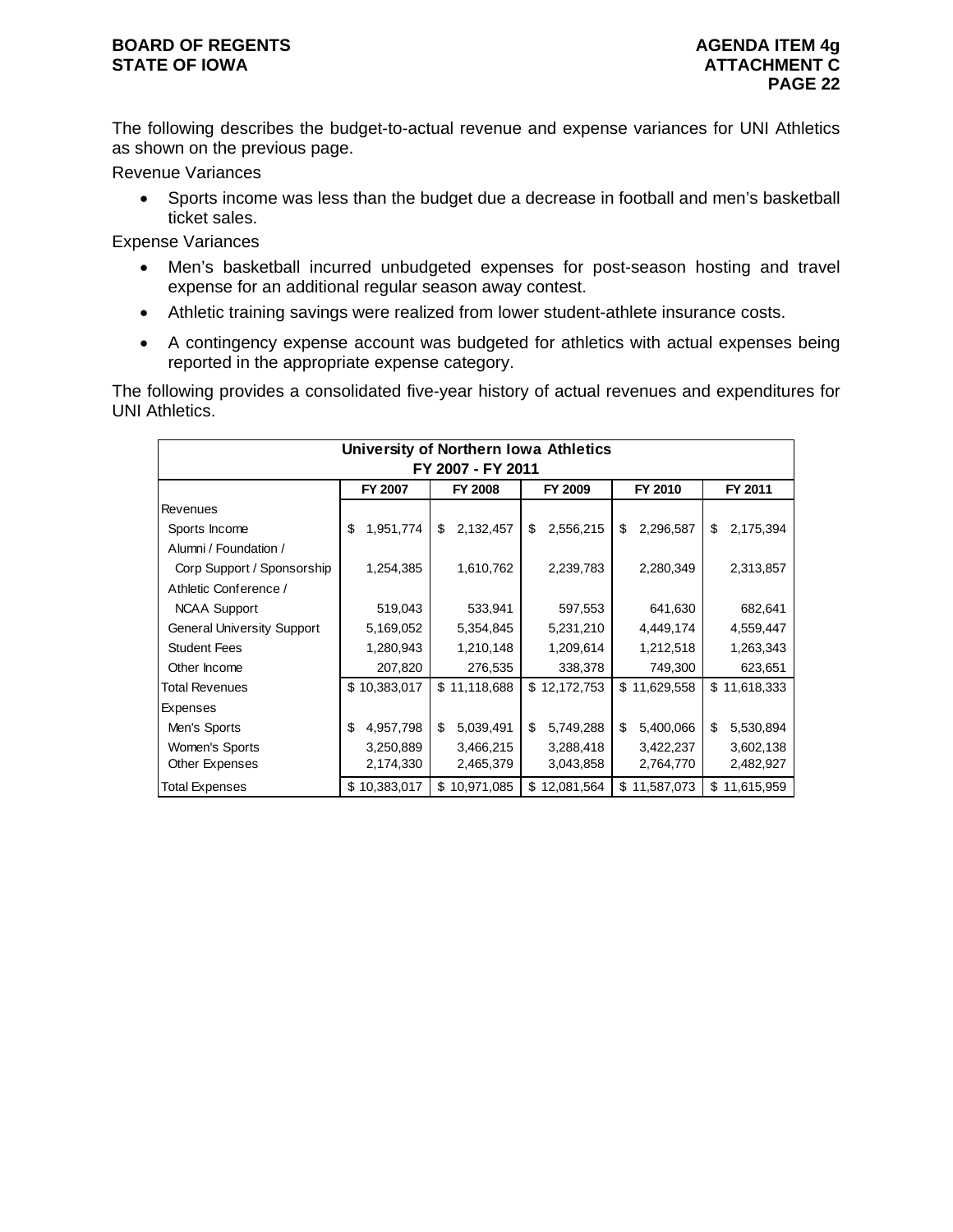The following describes the budget-to-actual revenue and expense variances for UNI Athletics as shown on the previous page.

Revenue Variances

- Sports income was less than the budget due a decrease in football and men's basketball ticket sales.

Expense Variances

- Men's basketball incurred unbudgeted expenses for post-season hosting and travel expense for an additional regular season away contest.
- Athletic training savings were realized from lower student-athlete insurance costs.
- A contingency expense account was budgeted for athletics with actual expenses being reported in the appropriate expense category.

The following provides a consolidated five-year history of actual revenues and expenditures for UNI Athletics.

| University of Northern Iowa Athletics FY 2007 - FY 2011 | | | | | |
|---|---|---|---|---|---|
| | FY 2007 | FY 2008 | FY 2009 | FY 2010 | FY 2011 |
| Revenues | | | | | |
| Sports Income | $ 1,951,774 | $ 2,132,457 | $ 2,556,215 | $ 2,296,587 | $ 2,175,394 |
| Alumni / Foundation / Corp Support / Sponsorship | 1,254,385 | 1,610,762 | 2,239,783 | 2,280,349 | 2,313,857 |
| Athletic Conference / NCAA Support | 519,043 | 533,941 | 597,553 | 641,630 | 682,641 |
| General University Support | 5,169,052 | 5,354,845 | 5,231,210 | 4,449,174 | 4,559,447 |
| Student Fees | 1,280,943 | 1,210,148 | 1,209,614 | 1,212,518 | 1,263,343 |
| Other Income | 207,820 | 276,535 | 338,378 | 749,300 | 623,651 |
| Total Revenues | $ 10,383,017 | $ 11,118,688 | $ 12,172,753 | $ 11,629,558 | $ 11,618,333 |
| Expenses | | | | | |
| Men's Sports | $ 4,957,798 | $ 5,039,491 | $ 5,749,288 | $ 5,400,066 | $ 5,530,894 |
| Women's Sports | 3,250,889 | 3,466,215 | 3,288,418 | 3,422,237 | 3,602,138 |
| Other Expenses | 2,174,330 | 2,465,379 | 3,043,858 | 2,764,770 | 2,482,927 |
| Total Expenses | $ 10,383,017 | $ 10,971,085 | $ 12,081,564 | $ 11,587,073 | $ 11,615,959 |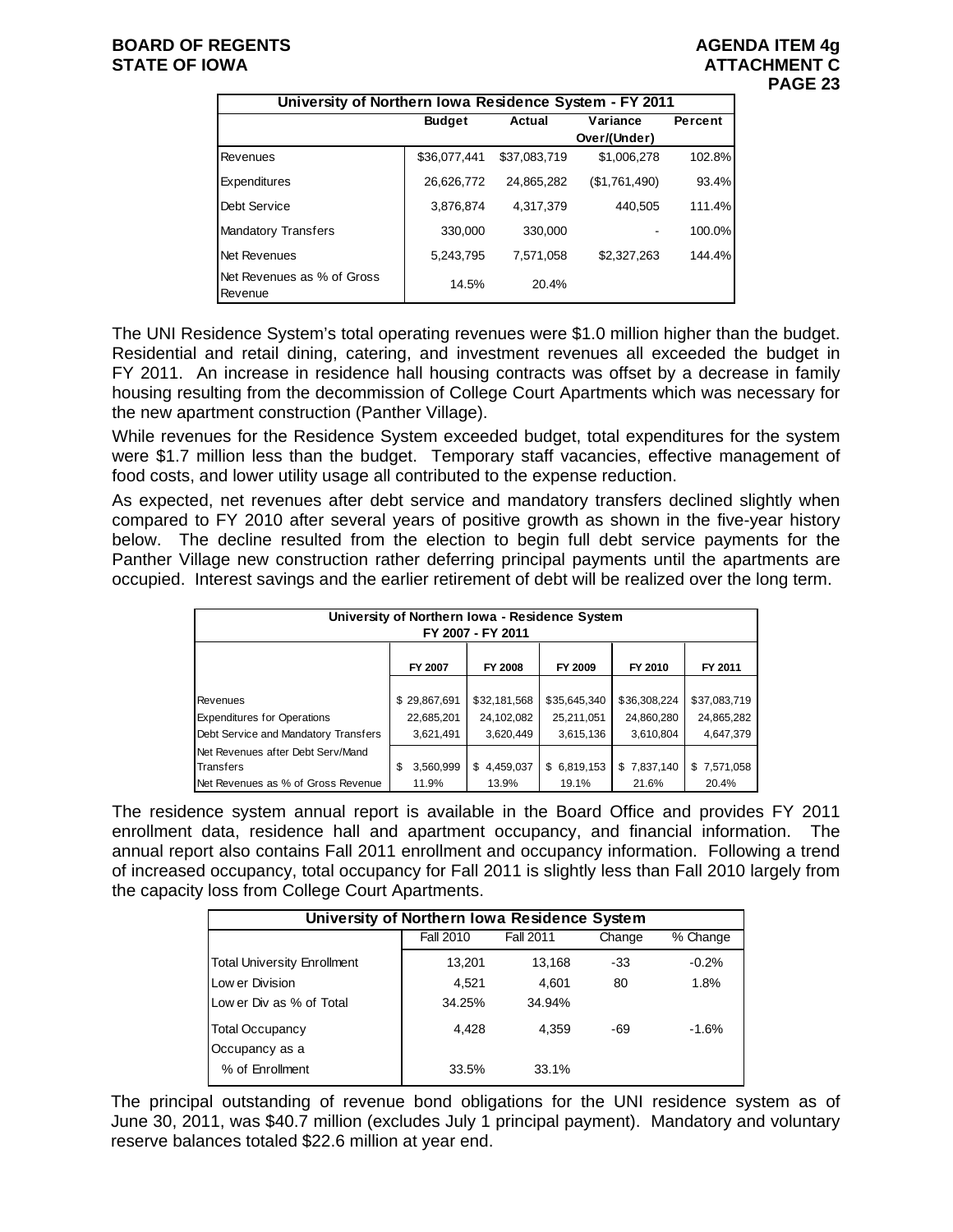| University of Northern Iowa Residence System - FY 2011 | | | | |
|---|---|---|---|---|
| | Budget | Actual | Variance Over/(Under) | Percent |
| Revenues | $36,077,441 | $37,083,719 | $1,006,278 | 102.8% |
| Expenditures | 26,626,772 | 24,865,282 | ($1,761,490) | 93.4% |
| Debt Service | 3,876,874 | 4,317,379 | 440,505 | 111.4% |
| Mandatory Transfers | 330,000 | 330,000 | - | 100.0% |
| Net Revenues | 5,243,795 | 7,571,058 | $2,327,263 | 144.4% |
| Net Revenues as % of Gross Revenue | 14.5% | 20.4% | | |

The UNI Residence System's total operating revenues were $1.0 million higher than the budget. Residential and retail dining, catering, and investment revenues all exceeded the budget in FY 2011. An increase in residence hall housing contracts was offset by a decrease in family housing resulting from the decommission of College Court Apartments which was necessary for the new apartment construction (Panther Village).

While revenues for the Residence System exceeded budget, total expenditures for the system were $1.7 million less than the budget. Temporary staff vacancies, effective management of food costs, and lower utility usage all contributed to the expense reduction.

As expected, net revenues after debt service and mandatory transfers declined slightly when compared to FY 2010 after several years of positive growth as shown in the five-year history below. The decline resulted from the election to begin full debt service payments for the Panther Village new construction rather deferring principal payments until the apartments are occupied. Interest savings and the earlier retirement of debt will be realized over the long term.

| University of Northern Iowa - Residence System FY 2007 - FY 2011 | | | | | |
|---|---|---|---|---|---|
| | FY 2007 | FY 2008 | FY 2009 | FY 2010 | FY 2011 |
| Revenues | $ 29,867,691 | $32,181,568 | $35,645,340 | $36,308,224 | $37,083,719 |
| Expenditures for Operations | 22,685,201 | 24,102,082 | 25,211,051 | 24,860,280 | 24,865,282 |
| Debt Service and Mandatory Transfers | 3,621,491 | 3,620,449 | 3,615,136 | 3,610,804 | 4,647,379 |
| Net Revenues after Debt Serv/Mand Transfers | $ 3,560,999 | $ 4,459,037 | $ 6,819,153 | $ 7,837,140 | $ 7,571,058 |
| Net Revenues as % of Gross Revenue | 11.9% | 13.9% | 19.1% | 21.6% | 20.4% |

The residence system annual report is available in the Board Office and provides FY 2011 enrollment data, residence hall and apartment occupancy, and financial information. The annual report also contains Fall 2011 enrollment and occupancy information. Following a trend of increased occupancy, total occupancy for Fall 2011 is slightly less than Fall 2010 largely from the capacity loss from College Court Apartments.

| University of Northern Iowa Residence System | | | | |
|---|---|---|---|---|
| | Fall 2010 | Fall 2011 | Change | % Change |
| Total University Enrollment | 13,201 | 13,168 | -33 | -0.2% |
| Lower Division | 4,521 | 4,601 | 80 | 1.8% |
| Lower Div as % of Total | 34.25% | 34.94% | | |
| Total Occupancy | 4,428 | 4,359 | -69 | -1.6% |
| Occupancy as a % of Enrollment | 33.5% | 33.1% | | |

The principal outstanding of revenue bond obligations for the UNI residence system as of June 30, 2011, was $40.7 million (excludes July 1 principal payment). Mandatory and voluntary reserve balances totaled $22.6 million at year end.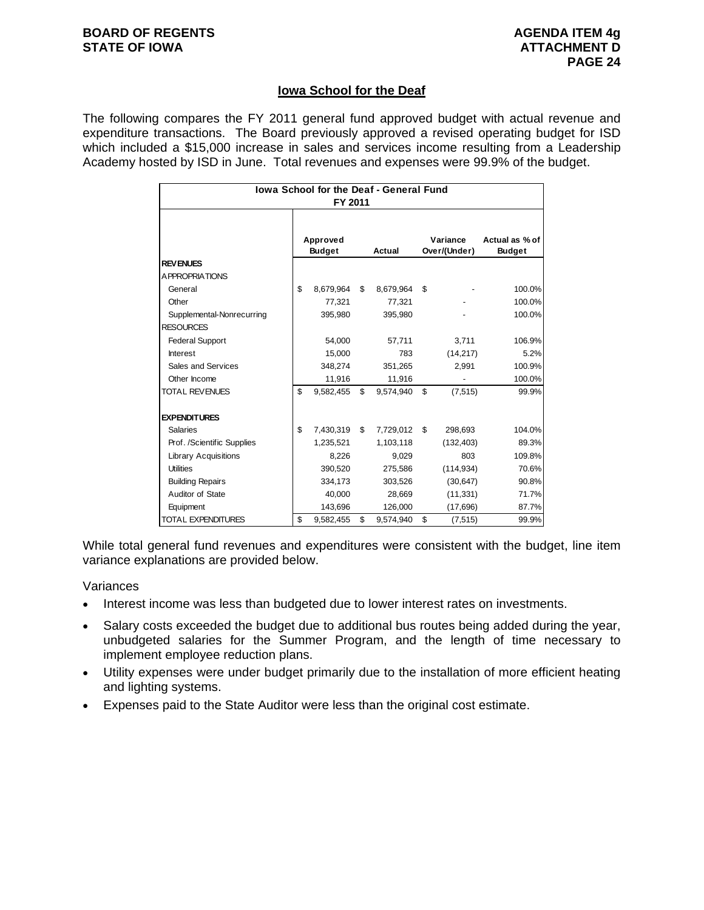## Iowa School for the Deaf

The following compares the FY 2011 general fund approved budget with actual revenue and expenditure transactions. The Board previously approved a revised operating budget for ISD which included a $15,000 increase in sales and services income resulting from a Leadership Academy hosted by ISD in June. Total revenues and expenses were 99.9% of the budget.

| Iowa School for the Deaf - General Fund FY 2011 | | | | |
|---|---|---|---|---|
| | Approved Budget | Actual | Variance Over/(Under) | Actual as % of Budget |
| **REVENUES** | | | | |
| APPROPRIATIONS | | | | |
| General | $ 8,679,964 | $ 8,679,964 | $ - | 100.0% |
| Other | 77,321 | 77,321 | - | 100.0% |
| Supplemental-Nonrecurring | 395,980 | 395,980 | - | 100.0% |
| RESOURCES | | | | |
| Federal Support | 54,000 | 57,711 | 3,711 | 106.9% |
| Interest | 15,000 | 783 | (14,217) | 5.2% |
| Sales and Services | 348,274 | 351,265 | 2,991 | 100.9% |
| Other Income | 11,916 | 11,916 | - | 100.0% |
| TOTAL REVENUES | $ 9,582,455 | $ 9,574,940 | $ (7,515) | 99.9% |
| | | | | |
| **EXPENDITURES** | | | | |
| Salaries | $ 7,430,319 | $ 7,729,012 | $ 298,693 | 104.0% |
| Prof. /Scientific Supplies | 1,235,521 | 1,103,118 | (132,403) | 89.3% |
| Library Acquisitions | 8,226 | 9,029 | 803 | 109.8% |
| Utilities | 390,520 | 275,586 | (114,934) | 70.6% |
| Building Repairs | 334,173 | 303,526 | (30,647) | 90.8% |
| Auditor of State | 40,000 | 28,669 | (11,331) | 71.7% |
| Equipment | 143,696 | 126,000 | (17,696) | 87.7% |
| TOTAL EXPENDITURES | $ 9,582,455 | $ 9,574,940 | $ (7,515) | 99.9% |

While total general fund revenues and expenditures were consistent with the budget, line item variance explanations are provided below.

Variances

- Interest income was less than budgeted due to lower interest rates on investments.
- Salary costs exceeded the budget due to additional bus routes being added during the year, unbudgeted salaries for the Summer Program, and the length of time necessary to implement employee reduction plans.
- Utility expenses were under budget primarily due to the installation of more efficient heating and lighting systems.
- Expenses paid to the State Auditor were less than the original cost estimate.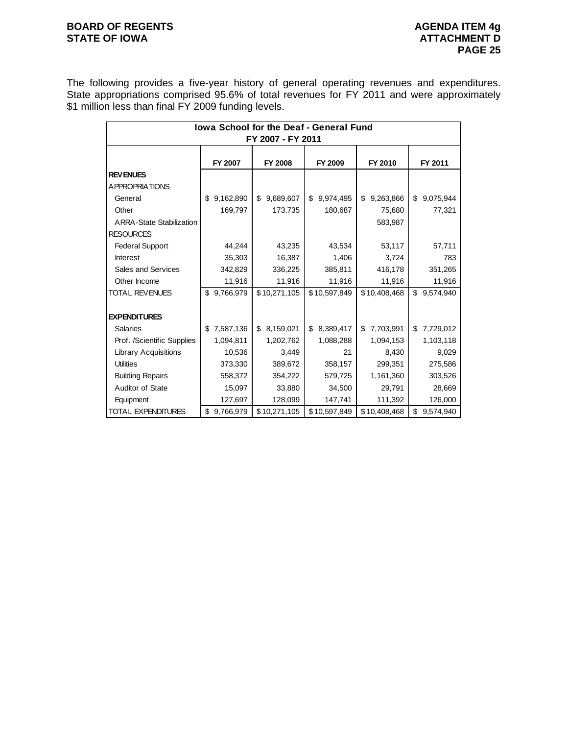The following provides a five-year history of general operating revenues and expenditures. State appropriations comprised 95.6% of total revenues for FY 2011 and were approximately $1 million less than final FY 2009 funding levels.

| Iowa School for the Deaf - General Fund FY 2007 - FY 2011 | | | | | |
|---|---|---|---|---|---|
| | FY 2007 | FY 2008 | FY 2009 | FY 2010 | FY 2011 |
| **REVENUES** | | | | | |
| APPROPRIATIONS | | | | | |
| General | $ 9,162,890 | $ 9,689,607 | $ 9,974,495 | $ 9,263,866 | $ 9,075,944 |
| Other | 169,797 | 173,735 | 180,687 | 75,680 | 77,321 |
| ARRA-State Stabilization | | | | 583,987 | |
| RESOURCES | | | | | |
| Federal Support | 44,244 | 43,235 | 43,534 | 53,117 | 57,711 |
| Interest | 35,303 | 16,387 | 1,406 | 3,724 | 783 |
| Sales and Services | 342,829 | 336,225 | 385,811 | 416,178 | 351,265 |
| Other Income | 11,916 | 11,916 | 11,916 | 11,916 | 11,916 |
| TOTAL REVENUES | $ 9,766,979 | $ 10,271,105 | $ 10,597,849 | $ 10,408,468 | $ 9,574,940 |
| | | | | | |
| **EXPENDITURES** | | | | | |
| Salaries | $ 7,587,136 | $ 8,159,021 | $ 8,389,417 | $ 7,703,991 | $ 7,729,012 |
| Prof. /Scientific Supplies | 1,094,811 | 1,202,762 | 1,088,288 | 1,094,153 | 1,103,118 |
| Library Acquisitions | 10,536 | 3,449 | 21 | 8,430 | 9,029 |
| Utilities | 373,330 | 389,672 | 358,157 | 299,351 | 275,586 |
| Building Repairs | 558,372 | 354,222 | 579,725 | 1,161,360 | 303,526 |
| Auditor of State | 15,097 | 33,880 | 34,500 | 29,791 | 28,669 |
| Equipment | 127,697 | 128,099 | 147,741 | 111,392 | 126,000 |
| TOTAL EXPENDITURES | $ 9,766,979 | $ 10,271,105 | $ 10,597,849 | $ 10,408,468 | $ 9,574,940 |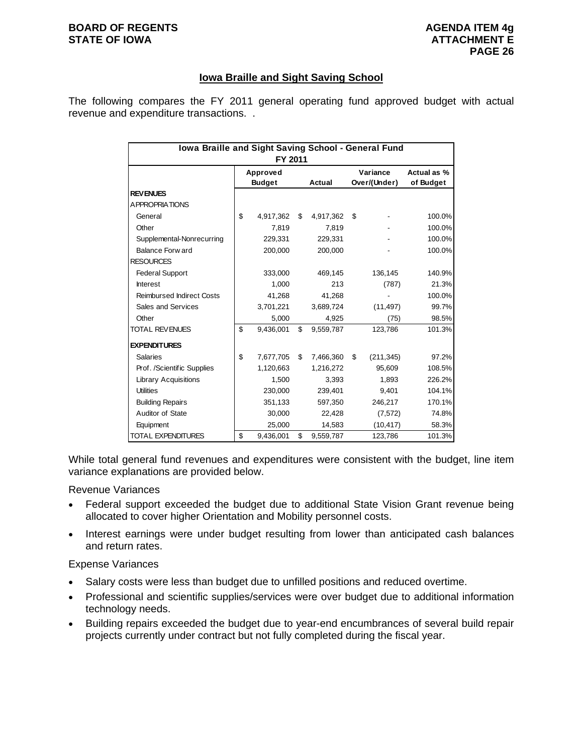## Iowa Braille and Sight Saving School

The following compares the FY 2011 general operating fund approved budget with actual revenue and expenditure transactions. .

| Iowa Braille and Sight Saving School - General Fund FY 2011 | | | | |
|---|---|---|---|---|
| | Approved Budget | Actual | Variance Over/(Under) | Actual as % of Budget |
| **REVENUES** | | | | |
| APPROPRIATIONS | | | | |
| General | $ 4,917,362 | $ 4,917,362 | $ - | 100.0% |
| Other | 7,819 | 7,819 | - | 100.0% |
| Supplemental-Nonrecurring | 229,331 | 229,331 | - | 100.0% |
| Balance Forward | 200,000 | 200,000 | - | 100.0% |
| RESOURCES | | | | |
| Federal Support | 333,000 | 469,145 | 136,145 | 140.9% |
| Interest | 1,000 | 213 | (787) | 21.3% |
| Reimbursed Indirect Costs | 41,268 | 41,268 | - | 100.0% |
| Sales and Services | 3,701,221 | 3,689,724 | (11,497) | 99.7% |
| Other | 5,000 | 4,925 | (75) | 98.5% |
| TOTAL REVENUES | $ 9,436,001 | $ 9,559,787 | 123,786 | 101.3% |
| **EXPENDITURES** | | | | |
| Salaries | $ 7,677,705 | $ 7,466,360 | $ (211,345) | 97.2% |
| Prof. /Scientific Supplies | 1,120,663 | 1,216,272 | 95,609 | 108.5% |
| Library Acquisitions | 1,500 | 3,393 | 1,893 | 226.2% |
| Utilities | 230,000 | 239,401 | 9,401 | 104.1% |
| Building Repairs | 351,133 | 597,350 | 246,217 | 170.1% |
| Auditor of State | 30,000 | 22,428 | (7,572) | 74.8% |
| Equipment | 25,000 | 14,583 | (10,417) | 58.3% |
| TOTAL EXPENDITURES | $ 9,436,001 | $ 9,559,787 | 123,786 | 101.3% |

While total general fund revenues and expenditures were consistent with the budget, line item variance explanations are provided below.

Revenue Variances

- Federal support exceeded the budget due to additional State Vision Grant revenue being allocated to cover higher Orientation and Mobility personnel costs.
- Interest earnings were under budget resulting from lower than anticipated cash balances and return rates.

Expense Variances

- Salary costs were less than budget due to unfilled positions and reduced overtime.
- Professional and scientific supplies/services were over budget due to additional information technology needs.
- Building repairs exceeded the budget due to year-end encumbrances of several build repair projects currently under contract but not fully completed during the fiscal year.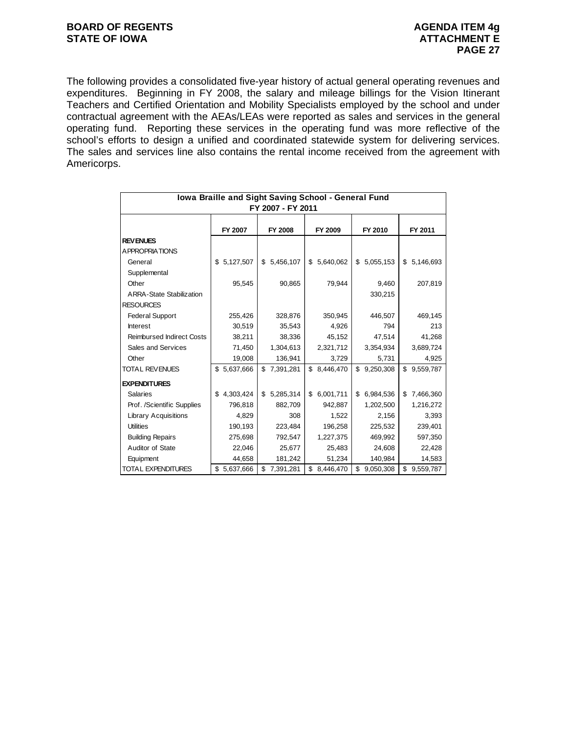The following provides a consolidated five-year history of actual general operating revenues and expenditures. Beginning in FY 2008, the salary and mileage billings for the Vision Itinerant Teachers and Certified Orientation and Mobility Specialists employed by the school and under contractual agreement with the AEAs/LEAs were reported as sales and services in the general operating fund. Reporting these services in the operating fund was more reflective of the school's efforts to design a unified and coordinated statewide system for delivering services. The sales and services line also contains the rental income received from the agreement with Americorps.

**Iowa Braille and Sight Saving School - General Fund**
**FY 2007 - FY 2011**

| | FY 2007 | FY 2008 | FY 2009 | FY 2010 | FY 2011 |
|---|---|---|---|---|---|
| **REVENUES** | | | | | |
| APPROPRIATIONS | | | | | |
| General | $ 5,127,507 | $ 5,456,107 | $ 5,640,062 | $ 5,055,153 | $ 5,146,693 |
| Supplemental | | | | | |
| Other | 95,545 | 90,865 | 79,944 | 9,460 | 207,819 |
| ARRA-State Stabilization | | | | 330,215 | |
| RESOURCES | | | | | |
| Federal Support | 255,426 | 328,876 | 350,945 | 446,507 | 469,145 |
| Interest | 30,519 | 35,543 | 4,926 | 794 | 213 |
| Reimbursed Indirect Costs | 38,211 | 38,336 | 45,152 | 47,514 | 41,268 |
| Sales and Services | 71,450 | 1,304,613 | 2,321,712 | 3,354,934 | 3,689,724 |
| Other | 19,008 | 136,941 | 3,729 | 5,731 | 4,925 |
| TOTAL REVENUES | $ 5,637,666 | $ 7,391,281 | $ 8,446,470 | $ 9,250,308 | $ 9,559,787 |
| **EXPENDITURES** | | | | | |
| Salaries | $ 4,303,424 | $ 5,285,314 | $ 6,001,711 | $ 6,984,536 | $ 7,466,360 |
| Prof. /Scientific Supplies | 796,818 | 882,709 | 942,887 | 1,202,500 | 1,216,272 |
| Library Acquisitions | 4,829 | 308 | 1,522 | 2,156 | 3,393 |
| Utilities | 190,193 | 223,484 | 196,258 | 225,532 | 239,401 |
| Building Repairs | 275,698 | 792,547 | 1,227,375 | 469,992 | 597,350 |
| Auditor of State | 22,046 | 25,677 | 25,483 | 24,608 | 22,428 |
| Equipment | 44,658 | 181,242 | 51,234 | 140,984 | 14,583 |
| TOTAL EXPENDITURES | $ 5,637,666 | $ 7,391,281 | $ 8,446,470 | $ 9,050,308 | $ 9,559,787 |